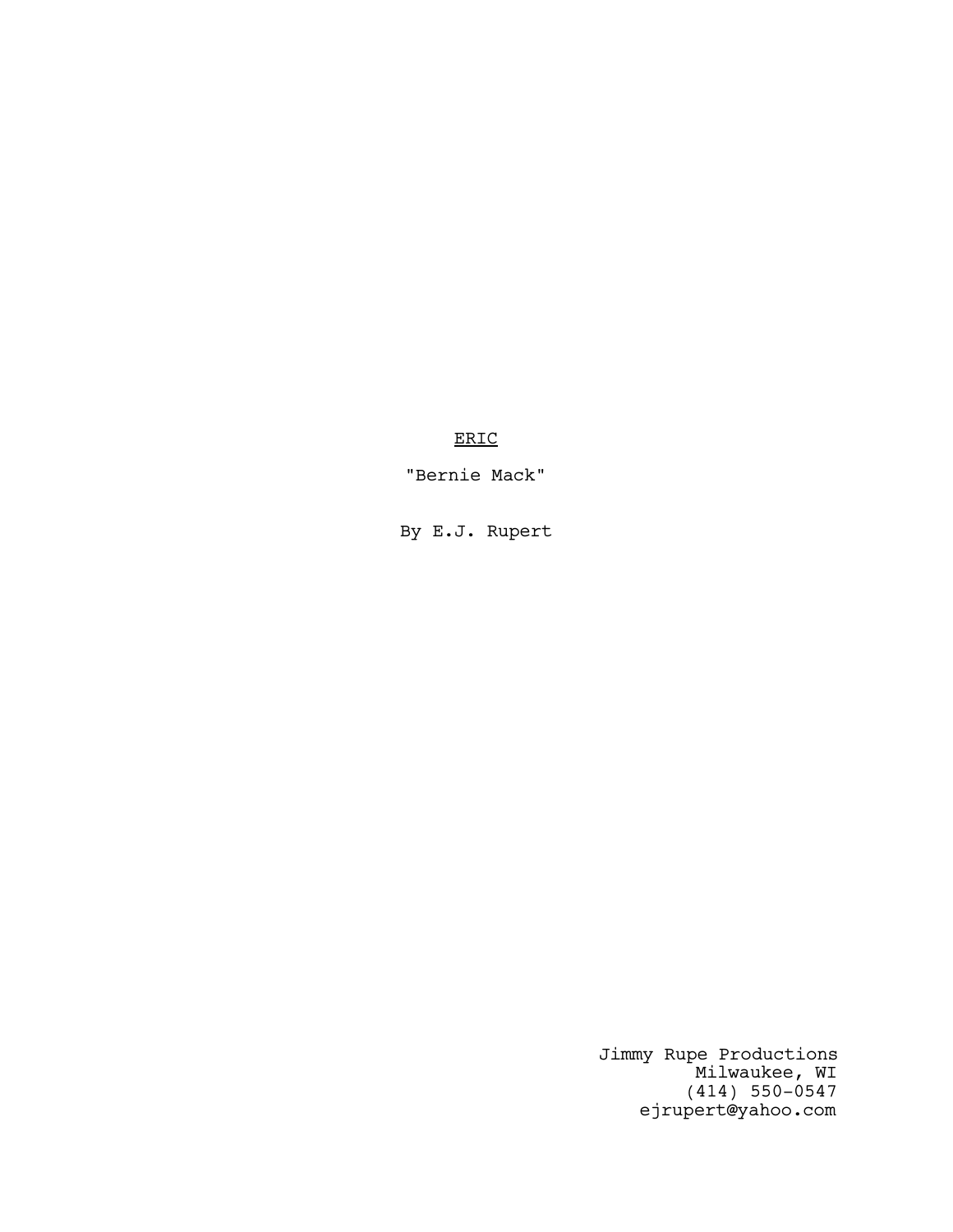<u>ERIC</u>

"Bernie Mack"

By E.J. Rupert

Jimmy Rupe Productions
Milwaukee, WI
(414) 550-0547
ejrupert@yahoo.com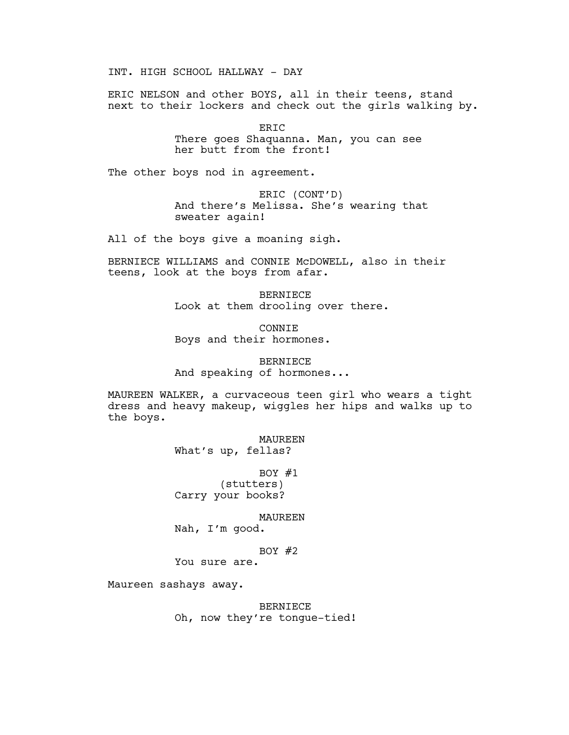INT. HIGH SCHOOL HALLWAY - DAY

ERIC NELSON and other BOYS, all in their teens, stand next to their lockers and check out the girls walking by.

ERIC
There goes Shaquanna. Man, you can see her butt from the front!

The other boys nod in agreement.

ERIC (CONT'D)
And there's Melissa. She's wearing that sweater again!

All of the boys give a moaning sigh.

BERNIECE WILLIAMS and CONNIE McDOWELL, also in their teens, look at the boys from afar.

BERNIECE
Look at them drooling over there.

CONNIE
Boys and their hormones.

BERNIECE
And speaking of hormones...

MAUREEN WALKER, a curvaceous teen girl who wears a tight dress and heavy makeup, wiggles her hips and walks up to the boys.

MAUREEN
What's up, fellas?

BOY #1
(stutters)
Carry your books?

MAUREEN
Nah, I'm good.

BOY #2
You sure are.

Maureen sashays away.

BERNIECE
Oh, now they're tongue-tied!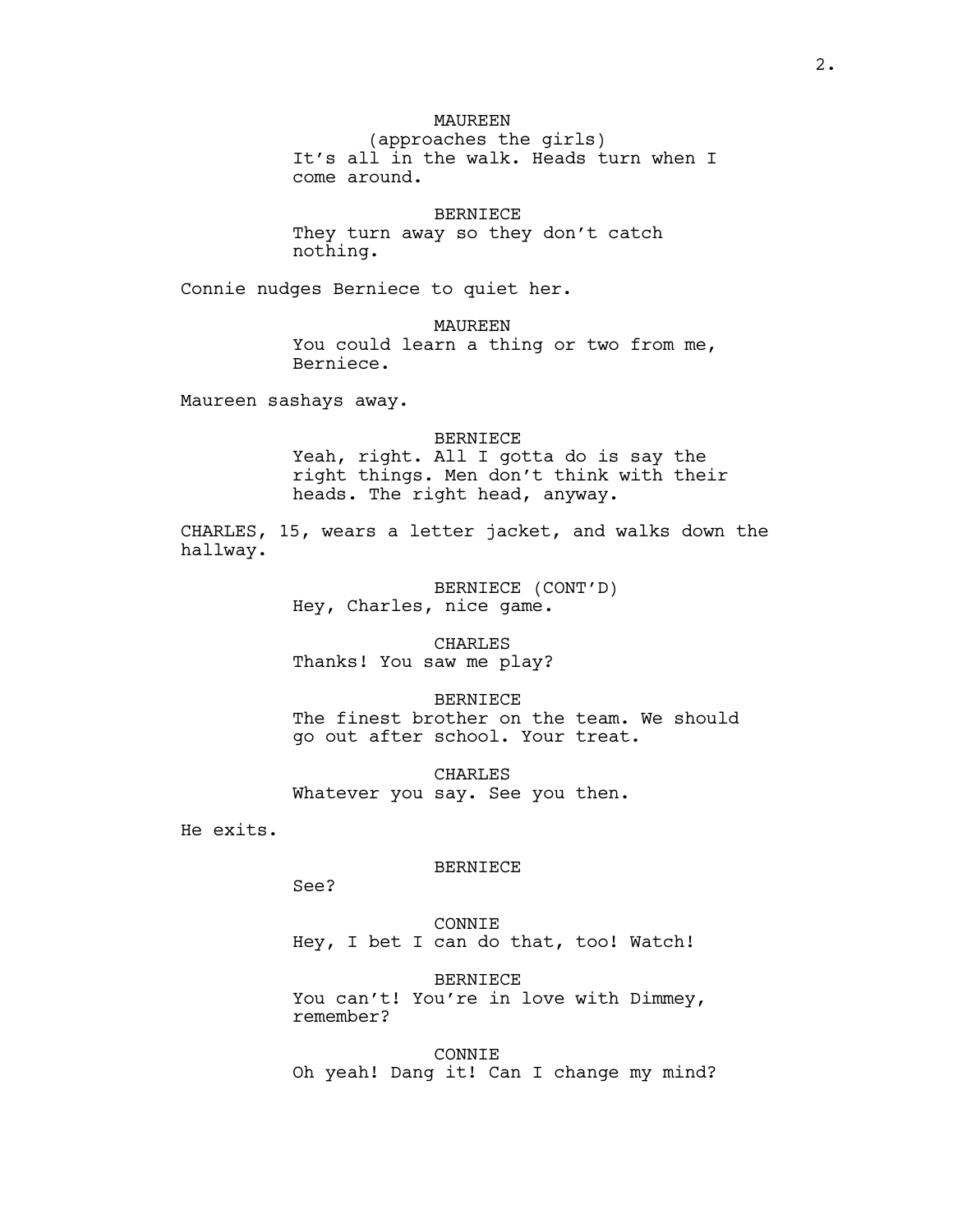MAUREEN
(approaches the girls)
It's all in the walk. Heads turn when I come around.

BERNIECE
They turn away so they don't catch nothing.

Connie nudges Berniece to quiet her.

MAUREEN
You could learn a thing or two from me, Berniece.

Maureen sashays away.

BERNIECE
Yeah, right. All I gotta do is say the right things. Men don't think with their heads. The right head, anyway.

CHARLES, 15, wears a letter jacket, and walks down the hallway.

BERNIECE (CONT'D)
Hey, Charles, nice game.

CHARLES
Thanks! You saw me play?

BERNIECE
The finest brother on the team. We should go out after school. Your treat.

CHARLES
Whatever you say. See you then.

He exits.

BERNIECE
See?

CONNIE
Hey, I bet I can do that, too! Watch!

BERNIECE
You can't! You're in love with Dimmey, remember?

CONNIE
Oh yeah! Dang it! Can I change my mind?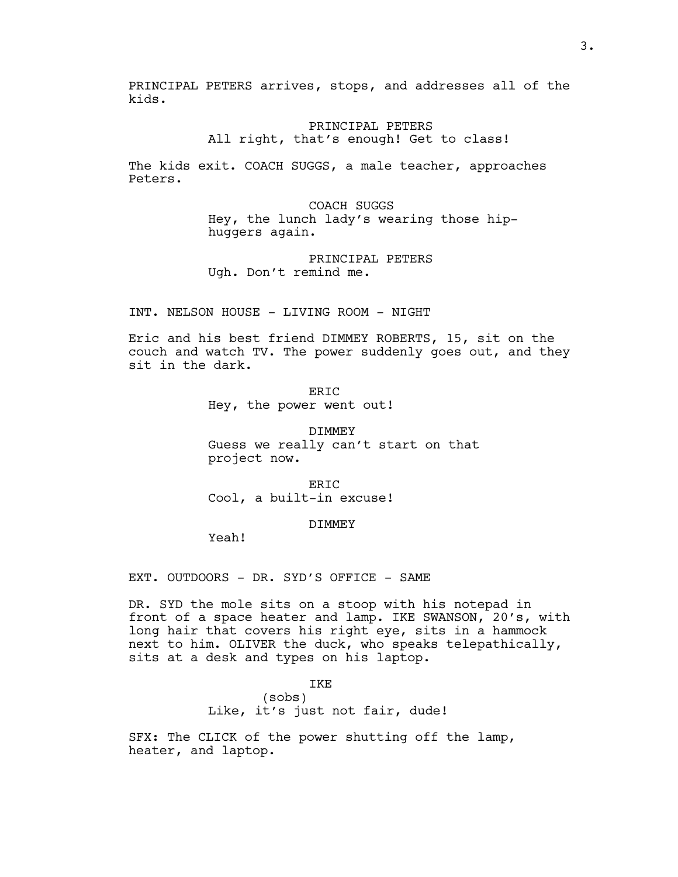PRINCIPAL PETERS arrives, stops, and addresses all of the kids.

PRINCIPAL PETERS
All right, that's enough! Get to class!

The kids exit. COACH SUGGS, a male teacher, approaches Peters.

COACH SUGGS
Hey, the lunch lady's wearing those hip-huggers again.

PRINCIPAL PETERS
Ugh. Don't remind me.

INT. NELSON HOUSE - LIVING ROOM - NIGHT

Eric and his best friend DIMMEY ROBERTS, 15, sit on the couch and watch TV. The power suddenly goes out, and they sit in the dark.

ERIC
Hey, the power went out!

DIMMEY
Guess we really can't start on that project now.

ERIC
Cool, a built-in excuse!

DIMMEY
Yeah!

EXT. OUTDOORS - DR. SYD'S OFFICE - SAME

DR. SYD the mole sits on a stoop with his notepad in front of a space heater and lamp. IKE SWANSON, 20's, with long hair that covers his right eye, sits in a hammock next to him. OLIVER the duck, who speaks telepathically, sits at a desk and types on his laptop.

IKE
(sobs)
Like, it's just not fair, dude!

SFX: The CLICK of the power shutting off the lamp, heater, and laptop.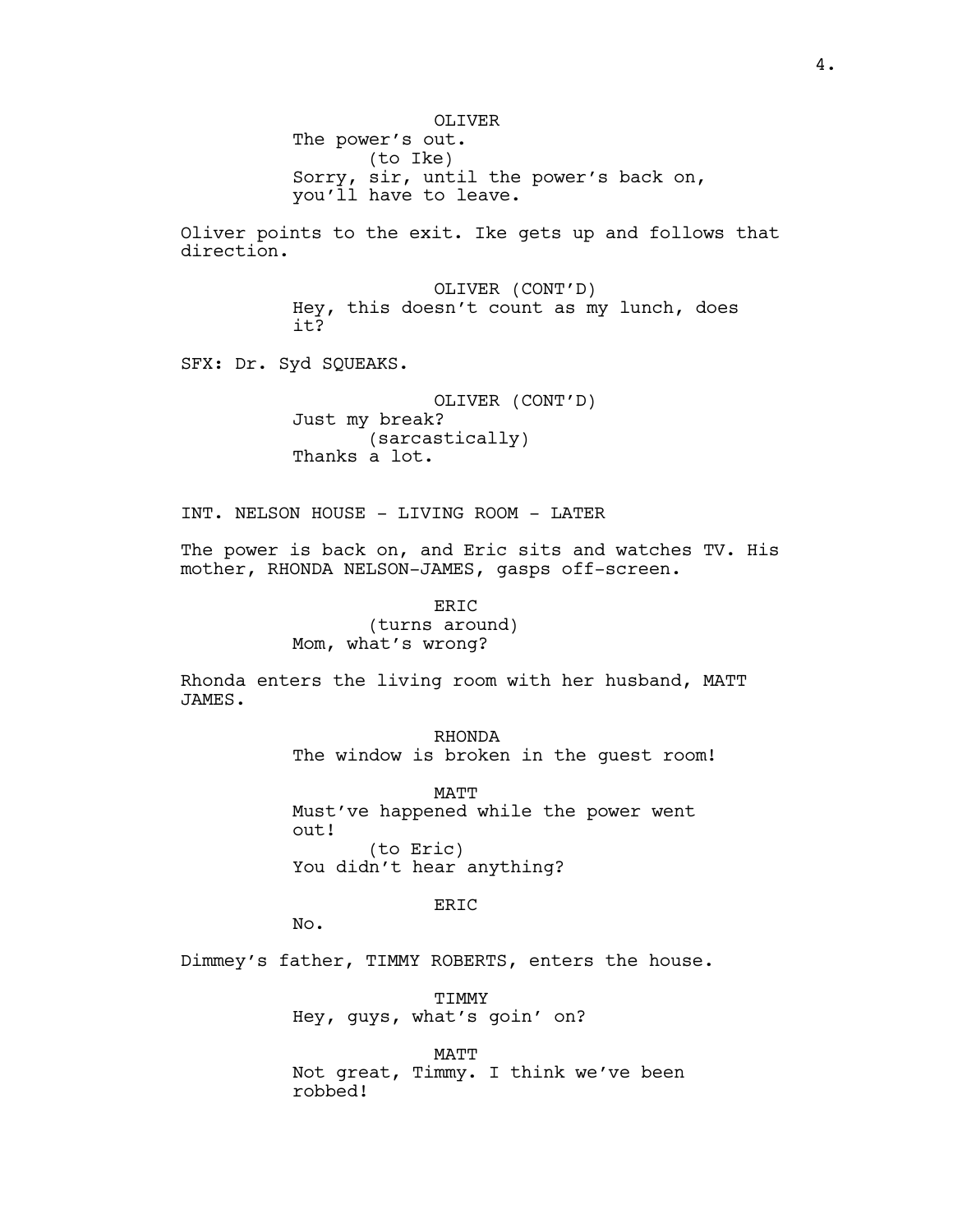OLIVER
The power's out.
(to Ike)
Sorry, sir, until the power's back on, you'll have to leave.

Oliver points to the exit. Ike gets up and follows that direction.

OLIVER (CONT'D)
Hey, this doesn't count as my lunch, does it?

SFX: Dr. Syd SQUEAKS.

OLIVER (CONT'D)
Just my break?
(sarcastically)
Thanks a lot.

INT. NELSON HOUSE - LIVING ROOM - LATER

The power is back on, and Eric sits and watches TV. His mother, RHONDA NELSON-JAMES, gasps off-screen.

ERIC
(turns around)
Mom, what's wrong?

Rhonda enters the living room with her husband, MATT JAMES.

RHONDA
The window is broken in the guest room!

MATT
Must've happened while the power went out!
(to Eric)
You didn't hear anything?

ERIC
No.

Dimmey's father, TIMMY ROBERTS, enters the house.

TIMMY
Hey, guys, what's goin' on?

MATT
Not great, Timmy. I think we've been robbed!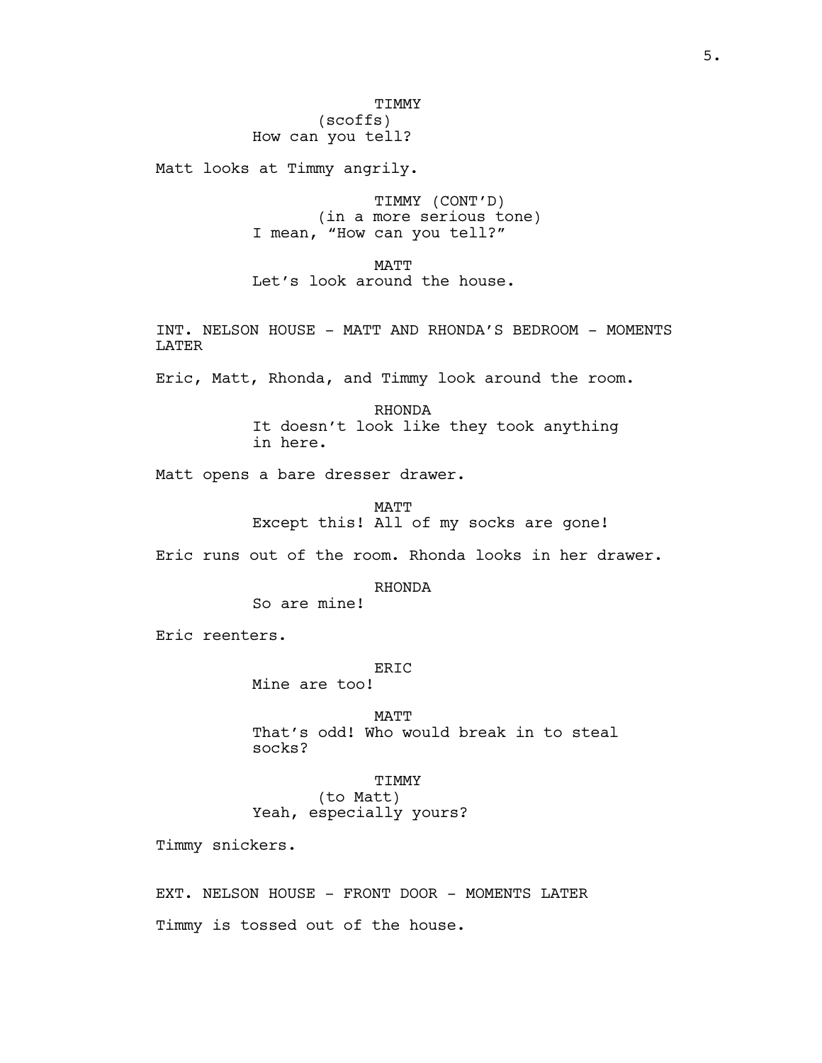TIMMY
(scoffs)
How can you tell?

Matt looks at Timmy angrily.

TIMMY (CONT'D)
(in a more serious tone)
I mean, "How can you tell?"

MATT
Let's look around the house.

INT. NELSON HOUSE - MATT AND RHONDA'S BEDROOM - MOMENTS LATER

Eric, Matt, Rhonda, and Timmy look around the room.

RHONDA
It doesn't look like they took anything in here.

Matt opens a bare dresser drawer.

MATT
Except this! All of my socks are gone!

Eric runs out of the room. Rhonda looks in her drawer.

RHONDA
So are mine!

Eric reenters.

ERIC
Mine are too!

MATT
That's odd! Who would break in to steal socks?

TIMMY
(to Matt)
Yeah, especially yours?

Timmy snickers.

EXT. NELSON HOUSE - FRONT DOOR - MOMENTS LATER

Timmy is tossed out of the house.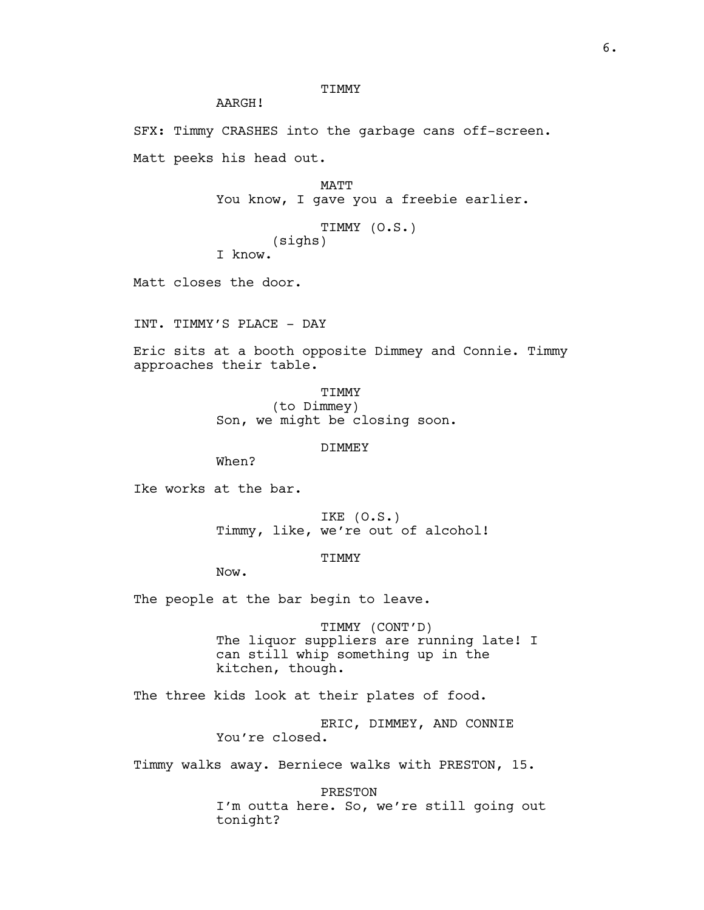TIMMY

AARGH!

SFX: Timmy CRASHES into the garbage cans off-screen.

Matt peeks his head out.

MATT

You know, I gave you a freebie earlier.

TIMMY (O.S.)

(sighs)

I know.

Matt closes the door.

INT. TIMMY'S PLACE - DAY

Eric sits at a booth opposite Dimmey and Connie. Timmy approaches their table.

TIMMY

(to Dimmey)

Son, we might be closing soon.

DIMMEY

When?

Ike works at the bar.

IKE (O.S.)

Timmy, like, we're out of alcohol!

TIMMY

Now.

The people at the bar begin to leave.

TIMMY (CONT'D)

The liquor suppliers are running late! I can still whip something up in the kitchen, though.

The three kids look at their plates of food.

ERIC, DIMMEY, AND CONNIE

You're closed.

Timmy walks away. Berniece walks with PRESTON, 15.

PRESTON

I'm outta here. So, we're still going out tonight?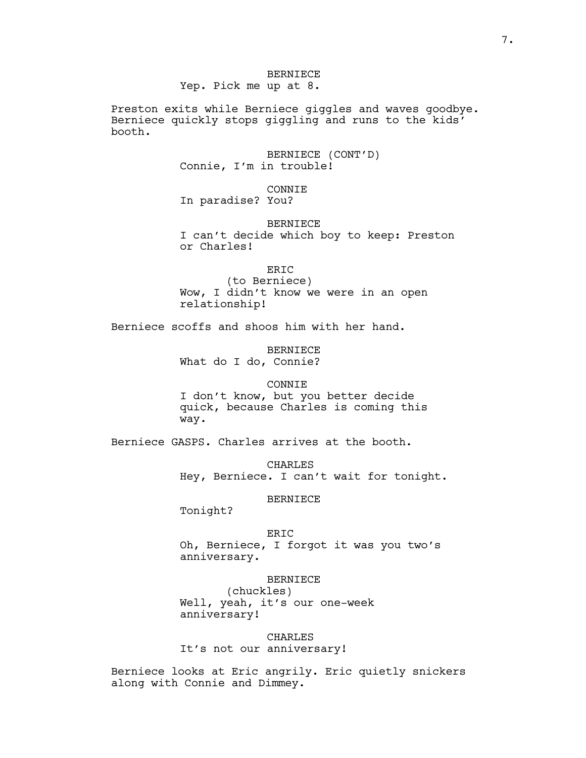BERNIECE
Yep. Pick me up at 8.

Preston exits while Berniece giggles and waves goodbye. Berniece quickly stops giggling and runs to the kids' booth.

BERNIECE (CONT'D)
Connie, I'm in trouble!

CONNIE
In paradise? You?

BERNIECE
I can't decide which boy to keep: Preston or Charles!

ERIC
(to Berniece)
Wow, I didn't know we were in an open relationship!

Berniece scoffs and shoos him with her hand.

BERNIECE
What do I do, Connie?

CONNIE
I don't know, but you better decide quick, because Charles is coming this way.

Berniece GASPS. Charles arrives at the booth.

CHARLES
Hey, Berniece. I can't wait for tonight.

BERNIECE
Tonight?

ERIC
Oh, Berniece, I forgot it was you two's anniversary.

BERNIECE
(chuckles)
Well, yeah, it's our one-week anniversary!

CHARLES
It's not our anniversary!

Berniece looks at Eric angrily. Eric quietly snickers along with Connie and Dimmey.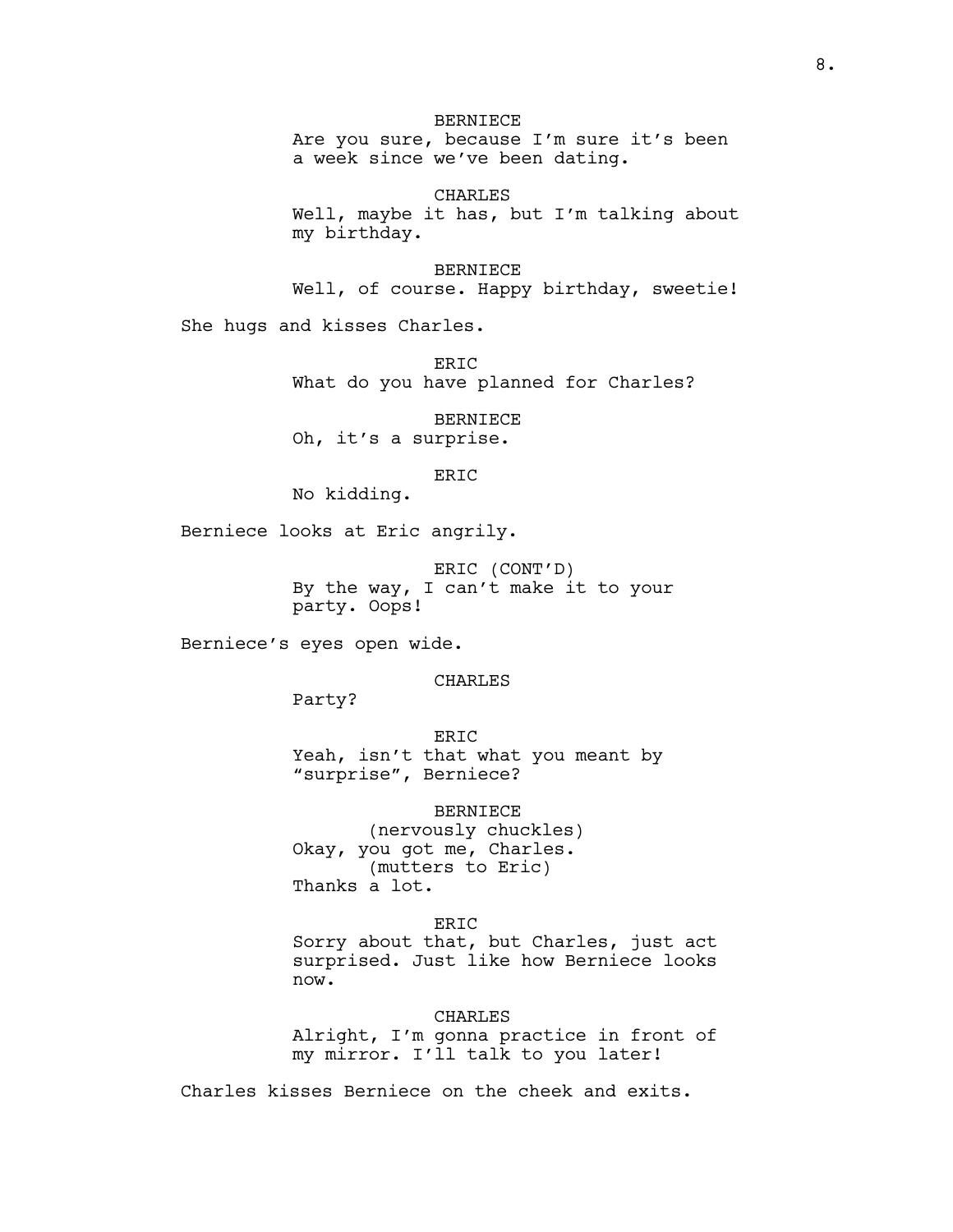BERNIECE
Are you sure, because I'm sure it's been a week since we've been dating.

CHARLES
Well, maybe it has, but I'm talking about my birthday.

BERNIECE
Well, of course. Happy birthday, sweetie!

She hugs and kisses Charles.

ERIC
What do you have planned for Charles?

BERNIECE
Oh, it's a surprise.

ERIC
No kidding.

Berniece looks at Eric angrily.

ERIC (CONT'D)
By the way, I can't make it to your party. Oops!

Berniece's eyes open wide.

CHARLES
Party?

ERIC
Yeah, isn't that what you meant by "surprise", Berniece?

BERNIECE
(nervously chuckles)
Okay, you got me, Charles.
(mutters to Eric)
Thanks a lot.

ERIC
Sorry about that, but Charles, just act surprised. Just like how Berniece looks now.

CHARLES
Alright, I'm gonna practice in front of my mirror. I'll talk to you later!

Charles kisses Berniece on the cheek and exits.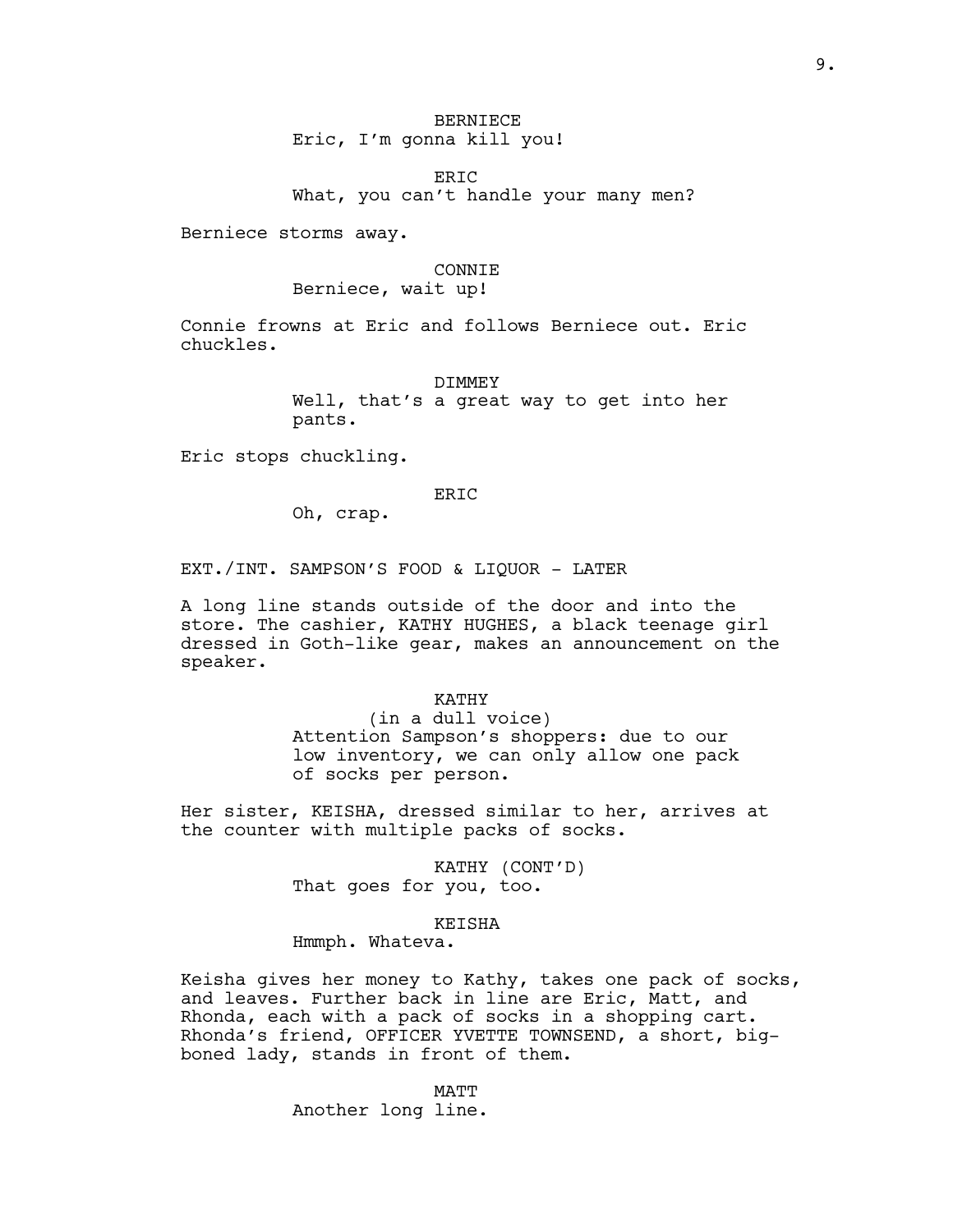BERNIECE
Eric, I'm gonna kill you!

ERIC
What, you can't handle your many men?

Berniece storms away.

CONNIE
Berniece, wait up!

Connie frowns at Eric and follows Berniece out. Eric chuckles.

DIMMEY
Well, that's a great way to get into her pants.

Eric stops chuckling.

ERIC
Oh, crap.

EXT./INT. SAMPSON'S FOOD & LIQUOR - LATER

A long line stands outside of the door and into the store. The cashier, KATHY HUGHES, a black teenage girl dressed in Goth-like gear, makes an announcement on the speaker.

KATHY
(in a dull voice)
Attention Sampson's shoppers: due to our low inventory, we can only allow one pack of socks per person.

Her sister, KEISHA, dressed similar to her, arrives at the counter with multiple packs of socks.

KATHY (CONT'D)
That goes for you, too.

KEISHA
Hmmph. Whateva.

Keisha gives her money to Kathy, takes one pack of socks, and leaves. Further back in line are Eric, Matt, and Rhonda, each with a pack of socks in a shopping cart. Rhonda's friend, OFFICER YVETTE TOWNSEND, a short, big-boned lady, stands in front of them.

MATT
Another long line.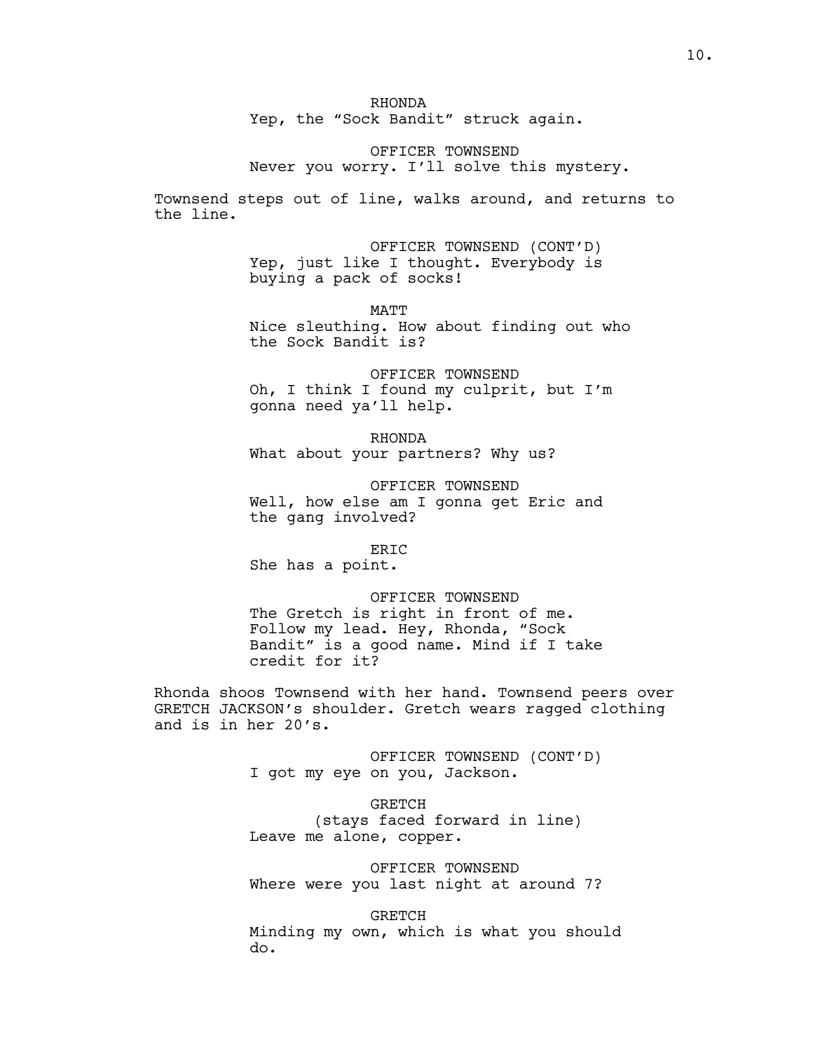RHONDA
Yep, the "Sock Bandit" struck again.

OFFICER TOWNSEND
Never you worry. I'll solve this mystery.

Townsend steps out of line, walks around, and returns to the line.

OFFICER TOWNSEND (CONT'D)
Yep, just like I thought. Everybody is buying a pack of socks!

MATT
Nice sleuthing. How about finding out who the Sock Bandit is?

OFFICER TOWNSEND
Oh, I think I found my culprit, but I'm gonna need ya'll help.

RHONDA
What about your partners? Why us?

OFFICER TOWNSEND
Well, how else am I gonna get Eric and the gang involved?

ERIC
She has a point.

OFFICER TOWNSEND
The Gretch is right in front of me. Follow my lead. Hey, Rhonda, "Sock Bandit" is a good name. Mind if I take credit for it?

Rhonda shoos Townsend with her hand. Townsend peers over GRETCH JACKSON's shoulder. Gretch wears ragged clothing and is in her 20's.

OFFICER TOWNSEND (CONT'D)
I got my eye on you, Jackson.

GRETCH
(stays faced forward in line)
Leave me alone, copper.

OFFICER TOWNSEND
Where were you last night at around 7?

GRETCH
Minding my own, which is what you should do.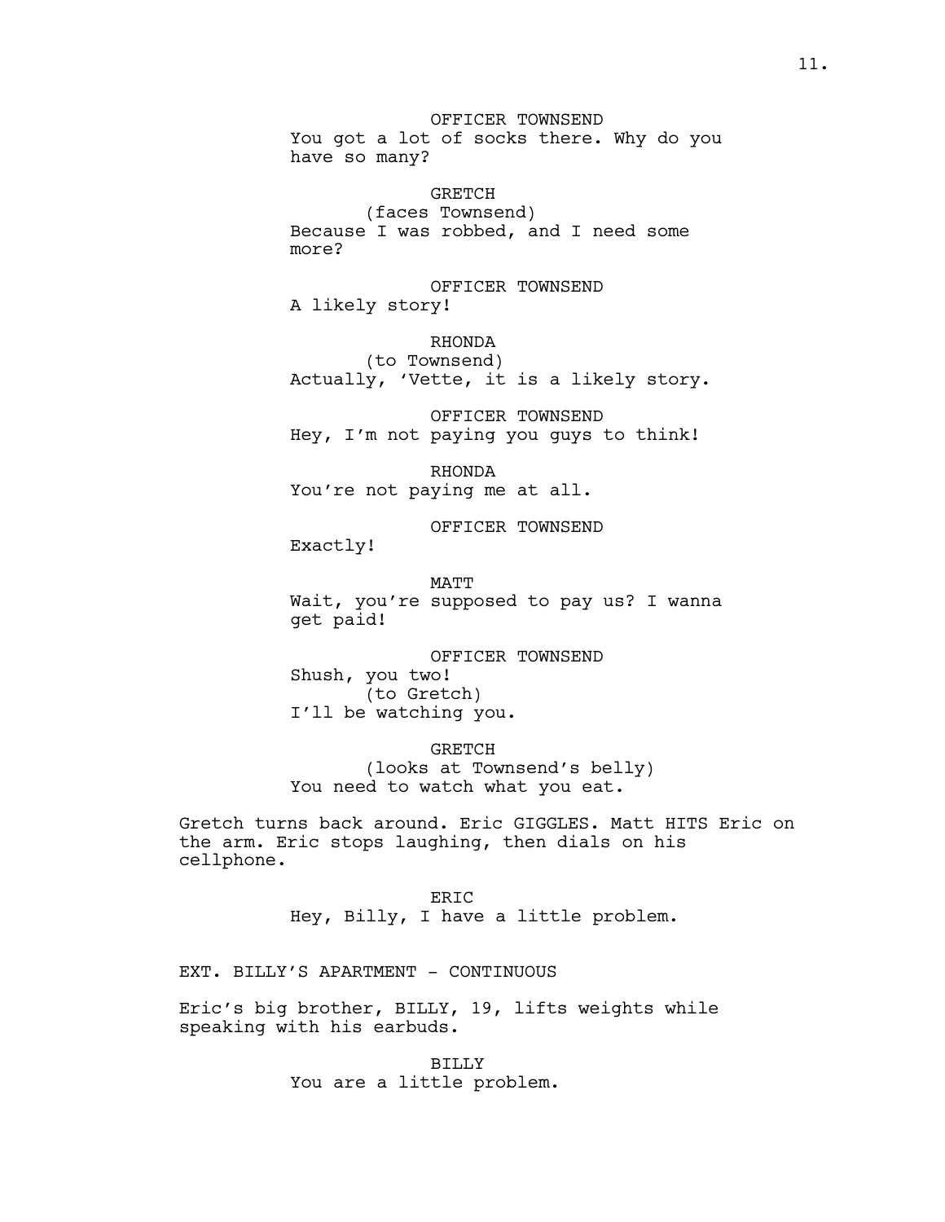OFFICER TOWNSEND
You got a lot of socks there. Why do you have so many?

GRETCH
(faces Townsend)
Because I was robbed, and I need some more?

OFFICER TOWNSEND
A likely story!

RHONDA
(to Townsend)
Actually, 'Vette, it is a likely story.

OFFICER TOWNSEND
Hey, I'm not paying you guys to think!

RHONDA
You're not paying me at all.

OFFICER TOWNSEND
Exactly!

MATT
Wait, you're supposed to pay us? I wanna get paid!

OFFICER TOWNSEND
Shush, you two!
(to Gretch)
I'll be watching you.

GRETCH
(looks at Townsend's belly)
You need to watch what you eat.

Gretch turns back around. Eric GIGGLES. Matt HITS Eric on the arm. Eric stops laughing, then dials on his cellphone.

ERIC
Hey, Billy, I have a little problem.

EXT. BILLY'S APARTMENT - CONTINUOUS

Eric's big brother, BILLY, 19, lifts weights while speaking with his earbuds.

BILLY
You are a little problem.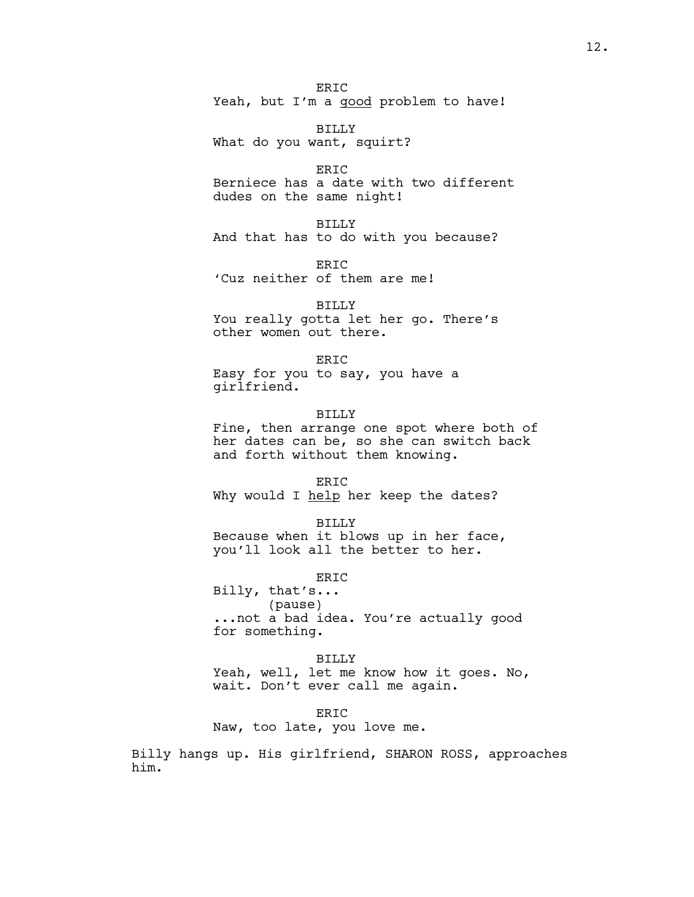ERIC
Yeah, but I'm a <u>good</u> problem to have!

BILLY
What do you want, squirt?

ERIC
Berniece has a date with two different dudes on the same night!

BILLY
And that has to do with you because?

ERIC
'Cuz neither of them are me!

BILLY
You really gotta let her go. There's other women out there.

ERIC
Easy for you to say, you have a girlfriend.

BILLY
Fine, then arrange one spot where both of her dates can be, so she can switch back and forth without them knowing.

ERIC
Why would I <u>help</u> her keep the dates?

BILLY
Because when it blows up in her face, you'll look all the better to her.

ERIC
Billy, that's...
(pause)
...not a bad idea. You're actually good for something.

BILLY
Yeah, well, let me know how it goes. No, wait. Don't ever call me again.

ERIC
Naw, too late, you love me.

Billy hangs up. His girlfriend, SHARON ROSS, approaches him.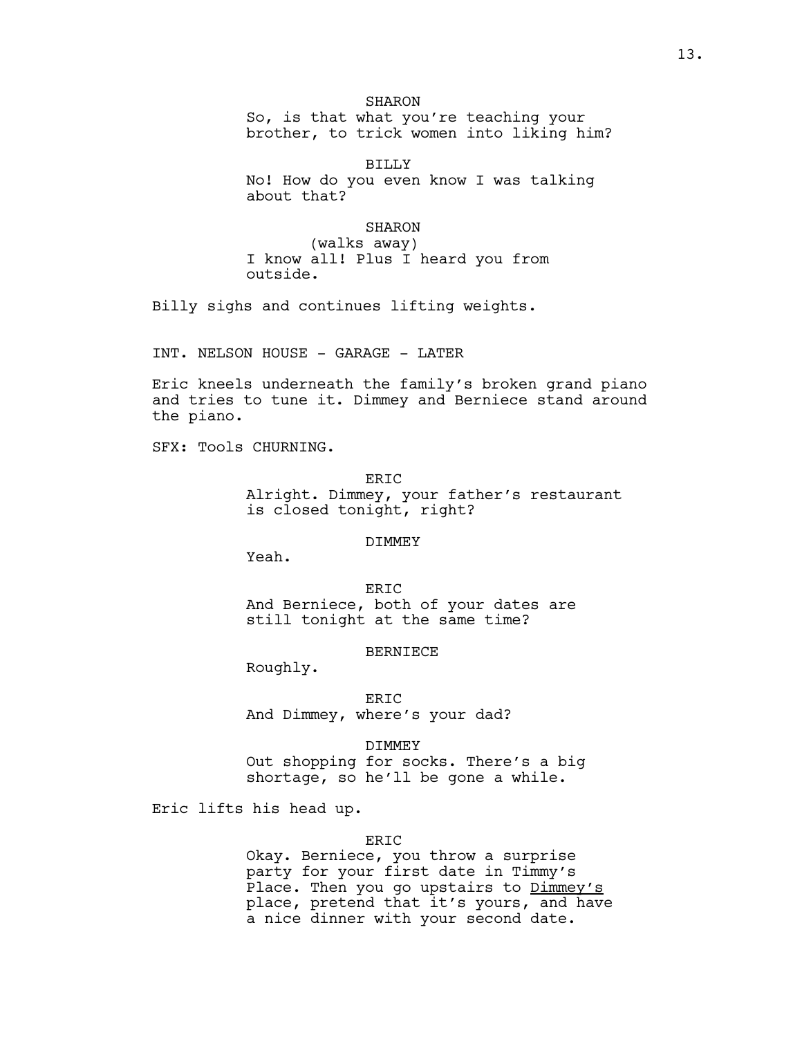SHARON
So, is that what you're teaching your brother, to trick women into liking him?

BILLY
No! How do you even know I was talking about that?

SHARON
(walks away)
I know all! Plus I heard you from outside.

Billy sighs and continues lifting weights.

INT. NELSON HOUSE - GARAGE - LATER

Eric kneels underneath the family's broken grand piano and tries to tune it. Dimmey and Berniece stand around the piano.

SFX: Tools CHURNING.

ERIC
Alright. Dimmey, your father's restaurant is closed tonight, right?

DIMMEY
Yeah.

ERIC
And Berniece, both of your dates are still tonight at the same time?

BERNIECE
Roughly.

ERIC
And Dimmey, where's your dad?

DIMMEY
Out shopping for socks. There's a big shortage, so he'll be gone a while.

Eric lifts his head up.

ERIC
Okay. Berniece, you throw a surprise party for your first date in Timmy's Place. Then you go upstairs to <u>Dimmey's</u> place, pretend that it's yours, and have a nice dinner with your second date.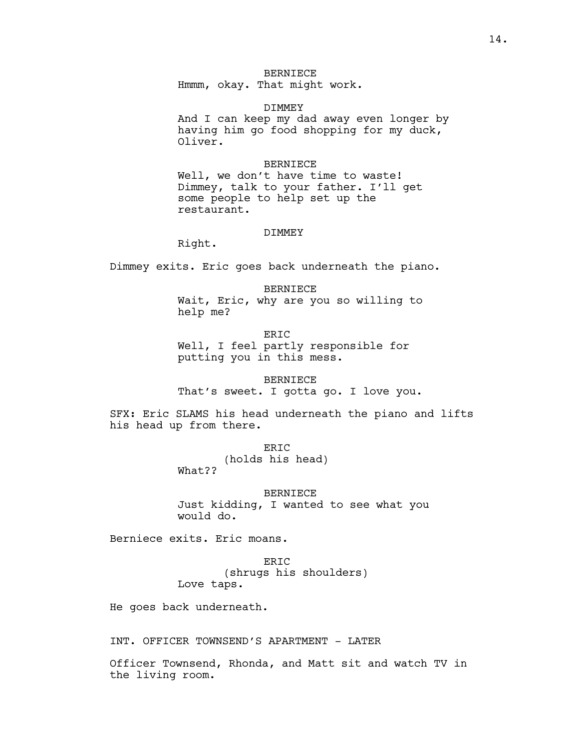BERNIECE
Hmmm, okay. That might work.

DIMMEY
And I can keep my dad away even longer by having him go food shopping for my duck, Oliver.

BERNIECE
Well, we don't have time to waste! Dimmey, talk to your father. I'll get some people to help set up the restaurant.

DIMMEY
Right.

Dimmey exits. Eric goes back underneath the piano.

BERNIECE
Wait, Eric, why are you so willing to help me?

ERIC
Well, I feel partly responsible for putting you in this mess.

BERNIECE
That's sweet. I gotta go. I love you.

SFX: Eric SLAMS his head underneath the piano and lifts his head up from there.

ERIC
(holds his head)
What??

BERNIECE
Just kidding, I wanted to see what you would do.

Berniece exits. Eric moans.

ERIC
(shrugs his shoulders)
Love taps.

He goes back underneath.

INT. OFFICER TOWNSEND'S APARTMENT - LATER

Officer Townsend, Rhonda, and Matt sit and watch TV in the living room.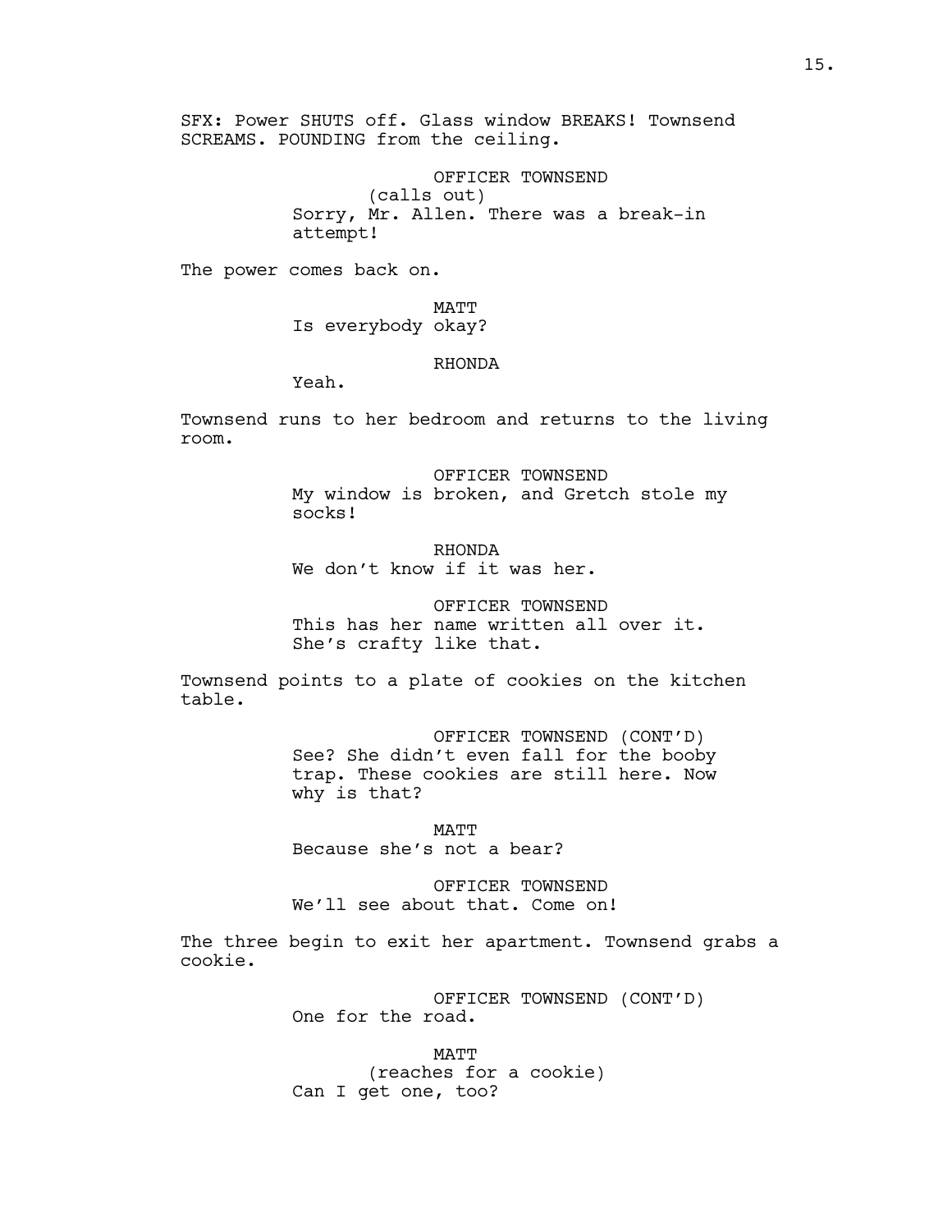SFX: Power SHUTS off. Glass window BREAKS! Townsend SCREAMS. POUNDING from the ceiling.

OFFICER TOWNSEND
(calls out)
Sorry, Mr. Allen. There was a break-in attempt!

The power comes back on.

MATT
Is everybody okay?

RHONDA
Yeah.

Townsend runs to her bedroom and returns to the living room.

OFFICER TOWNSEND
My window is broken, and Gretch stole my socks!

RHONDA
We don't know if it was her.

OFFICER TOWNSEND
This has her name written all over it. She's crafty like that.

Townsend points to a plate of cookies on the kitchen table.

OFFICER TOWNSEND (CONT'D)
See? She didn't even fall for the booby trap. These cookies are still here. Now why is that?

MATT
Because she's not a bear?

OFFICER TOWNSEND
We'll see about that. Come on!

The three begin to exit her apartment. Townsend grabs a cookie.

OFFICER TOWNSEND (CONT'D)
One for the road.

MATT
(reaches for a cookie)
Can I get one, too?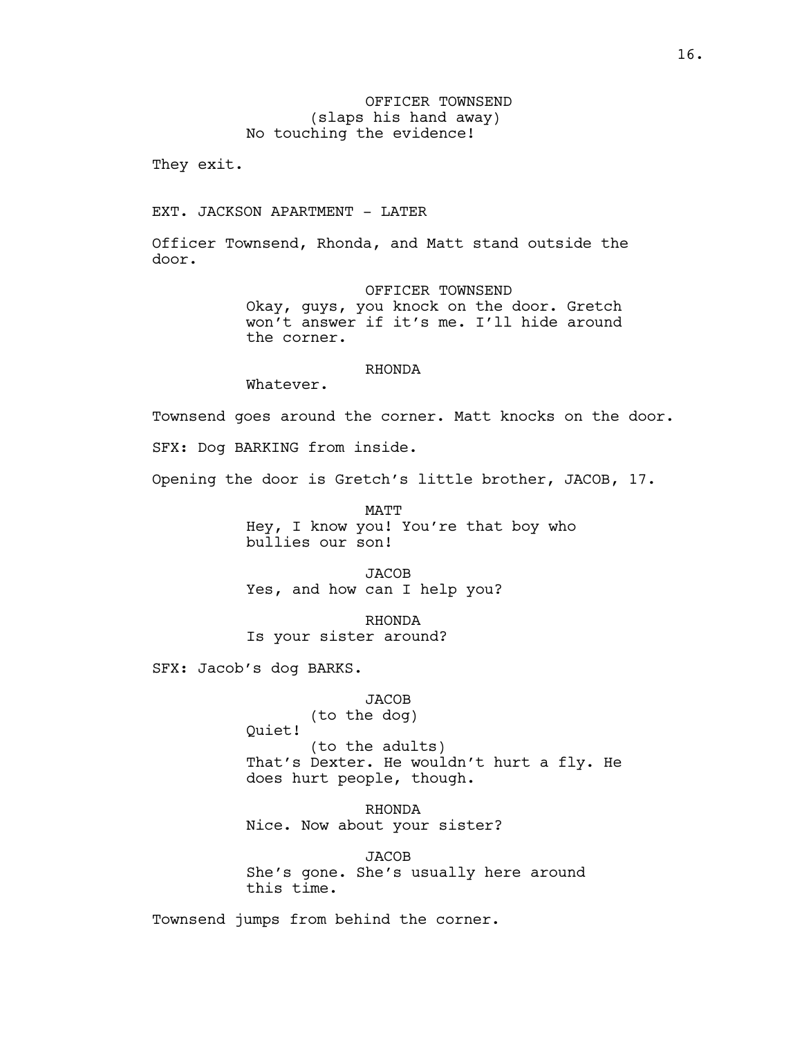OFFICER TOWNSEND
(slaps his hand away)
No touching the evidence!

They exit.

EXT. JACKSON APARTMENT - LATER

Officer Townsend, Rhonda, and Matt stand outside the door.

OFFICER TOWNSEND
Okay, guys, you knock on the door. Gretch won't answer if it's me. I'll hide around the corner.

RHONDA
Whatever.

Townsend goes around the corner. Matt knocks on the door.

SFX: Dog BARKING from inside.

Opening the door is Gretch's little brother, JACOB, 17.

MATT
Hey, I know you! You're that boy who bullies our son!

JACOB
Yes, and how can I help you?

RHONDA
Is your sister around?

SFX: Jacob's dog BARKS.

JACOB
(to the dog)
Quiet!
(to the adults)
That's Dexter. He wouldn't hurt a fly. He does hurt people, though.

RHONDA
Nice. Now about your sister?

JACOB
She's gone. She's usually here around this time.

Townsend jumps from behind the corner.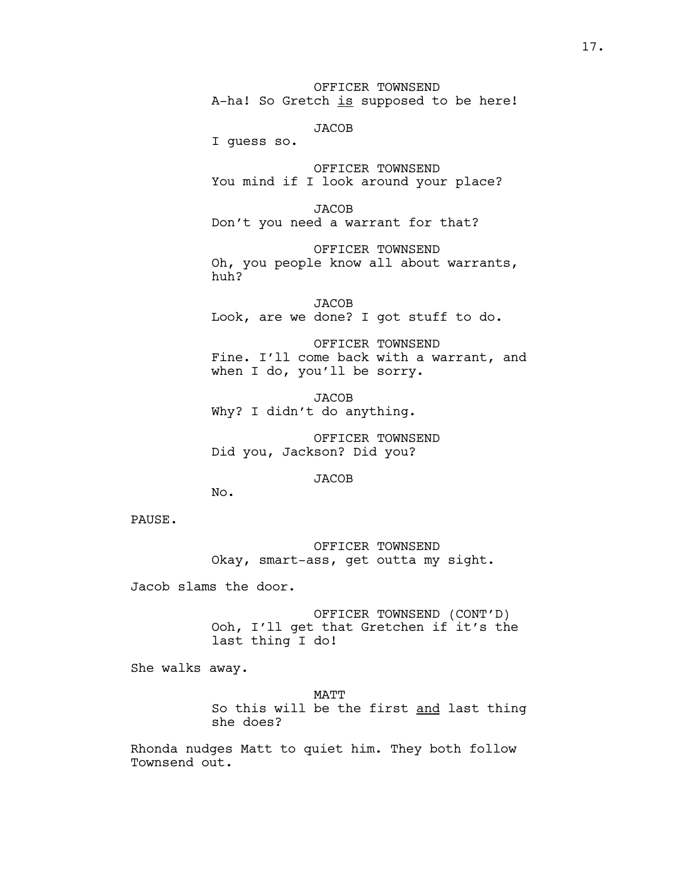OFFICER TOWNSEND
A-ha! So Gretch <u>is</u> supposed to be here!

JACOB
I guess so.

OFFICER TOWNSEND
You mind if I look around your place?

JACOB
Don't you need a warrant for that?

OFFICER TOWNSEND
Oh, you people know all about warrants, huh?

JACOB
Look, are we done? I got stuff to do.

OFFICER TOWNSEND
Fine. I'll come back with a warrant, and when I do, you'll be sorry.

JACOB
Why? I didn't do anything.

OFFICER TOWNSEND
Did you, Jackson? Did you?

JACOB
No.

PAUSE.

OFFICER TOWNSEND
Okay, smart-ass, get outta my sight.

Jacob slams the door.

OFFICER TOWNSEND (CONT'D)
Ooh, I'll get that Gretchen if it's the last thing I do!

She walks away.

MATT
So this will be the first <u>and</u> last thing she does?

Rhonda nudges Matt to quiet him. They both follow Townsend out.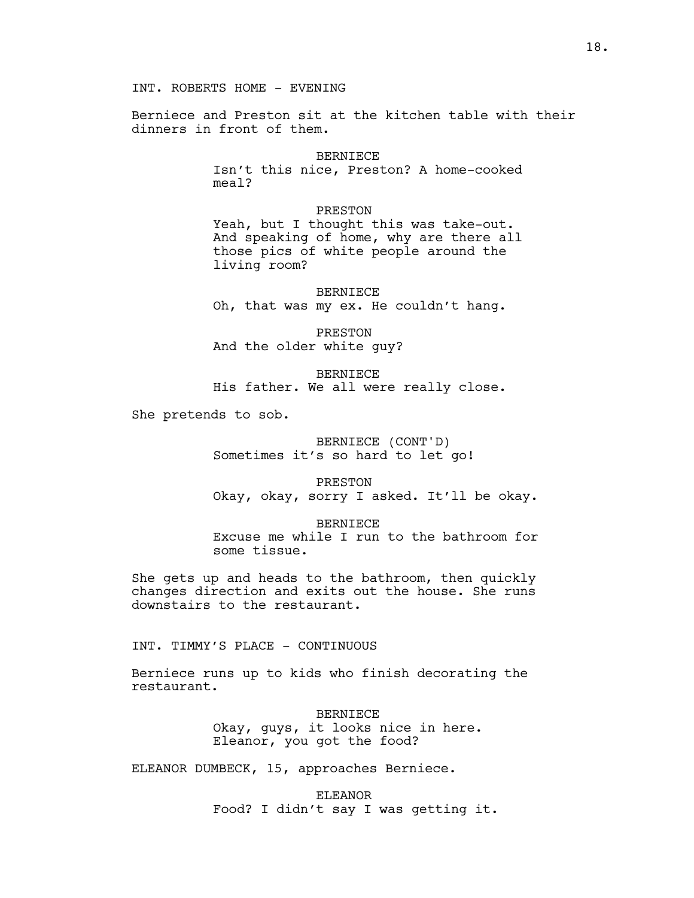INT. ROBERTS HOME - EVENING

Berniece and Preston sit at the kitchen table with their dinners in front of them.

BERNIECE
Isn't this nice, Preston? A home-cooked meal?

PRESTON
Yeah, but I thought this was take-out. And speaking of home, why are there all those pics of white people around the living room?

BERNIECE
Oh, that was my ex. He couldn't hang.

PRESTON
And the older white guy?

BERNIECE
His father. We all were really close.

She pretends to sob.

BERNIECE (CONT'D)
Sometimes it's so hard to let go!

PRESTON
Okay, okay, sorry I asked. It'll be okay.

BERNIECE
Excuse me while I run to the bathroom for some tissue.

She gets up and heads to the bathroom, then quickly changes direction and exits out the house. She runs downstairs to the restaurant.

INT. TIMMY'S PLACE - CONTINUOUS

Berniece runs up to kids who finish decorating the restaurant.

BERNIECE
Okay, guys, it looks nice in here. Eleanor, you got the food?

ELEANOR DUMBECK, 15, approaches Berniece.

ELEANOR
Food? I didn't say I was getting it.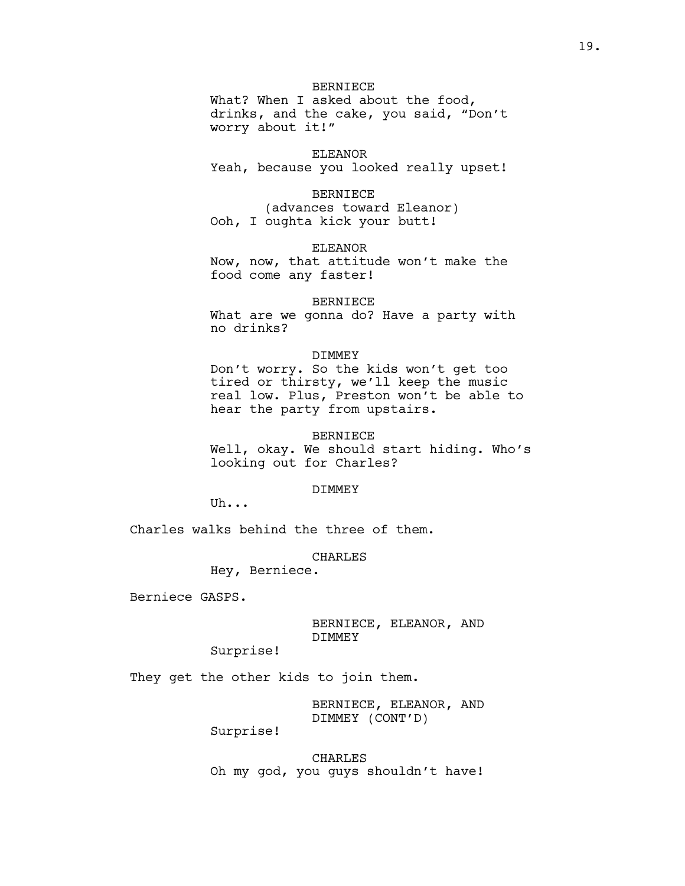BERNIECE
What? When I asked about the food, drinks, and the cake, you said, "Don't worry about it!"

ELEANOR
Yeah, because you looked really upset!

BERNIECE
(advances toward Eleanor)
Ooh, I oughta kick your butt!

ELEANOR
Now, now, that attitude won't make the food come any faster!

BERNIECE
What are we gonna do? Have a party with no drinks?

DIMMEY
Don't worry. So the kids won't get too tired or thirsty, we'll keep the music real low. Plus, Preston won't be able to hear the party from upstairs.

BERNIECE
Well, okay. We should start hiding. Who's looking out for Charles?

DIMMEY
Uh...

Charles walks behind the three of them.

CHARLES
Hey, Berniece.

Berniece GASPS.

BERNIECE, ELEANOR, AND DIMMEY
Surprise!

They get the other kids to join them.

BERNIECE, ELEANOR, AND DIMMEY (CONT'D)
Surprise!

CHARLES
Oh my god, you guys shouldn't have!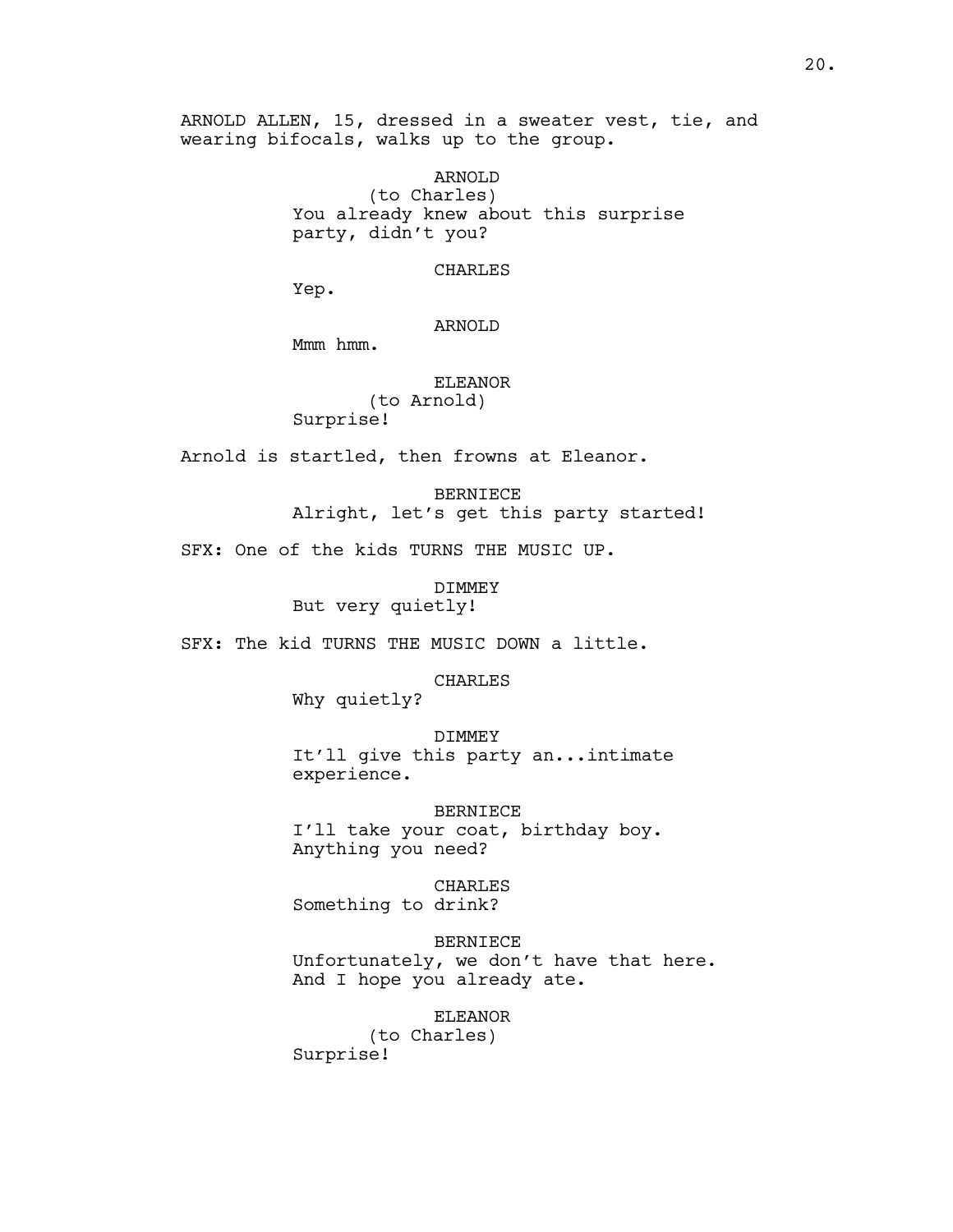ARNOLD ALLEN, 15, dressed in a sweater vest, tie, and wearing bifocals, walks up to the group.

ARNOLD
(to Charles)
You already knew about this surprise party, didn't you?

CHARLES
Yep.

ARNOLD
Mmm hmm.

ELEANOR
(to Arnold)
Surprise!

Arnold is startled, then frowns at Eleanor.

BERNIECE
Alright, let's get this party started!

SFX: One of the kids TURNS THE MUSIC UP.

DIMMEY
But very quietly!

SFX: The kid TURNS THE MUSIC DOWN a little.

CHARLES
Why quietly?

DIMMEY
It'll give this party an...intimate experience.

BERNIECE
I'll take your coat, birthday boy. Anything you need?

CHARLES
Something to drink?

BERNIECE
Unfortunately, we don't have that here. And I hope you already ate.

ELEANOR
(to Charles)
Surprise!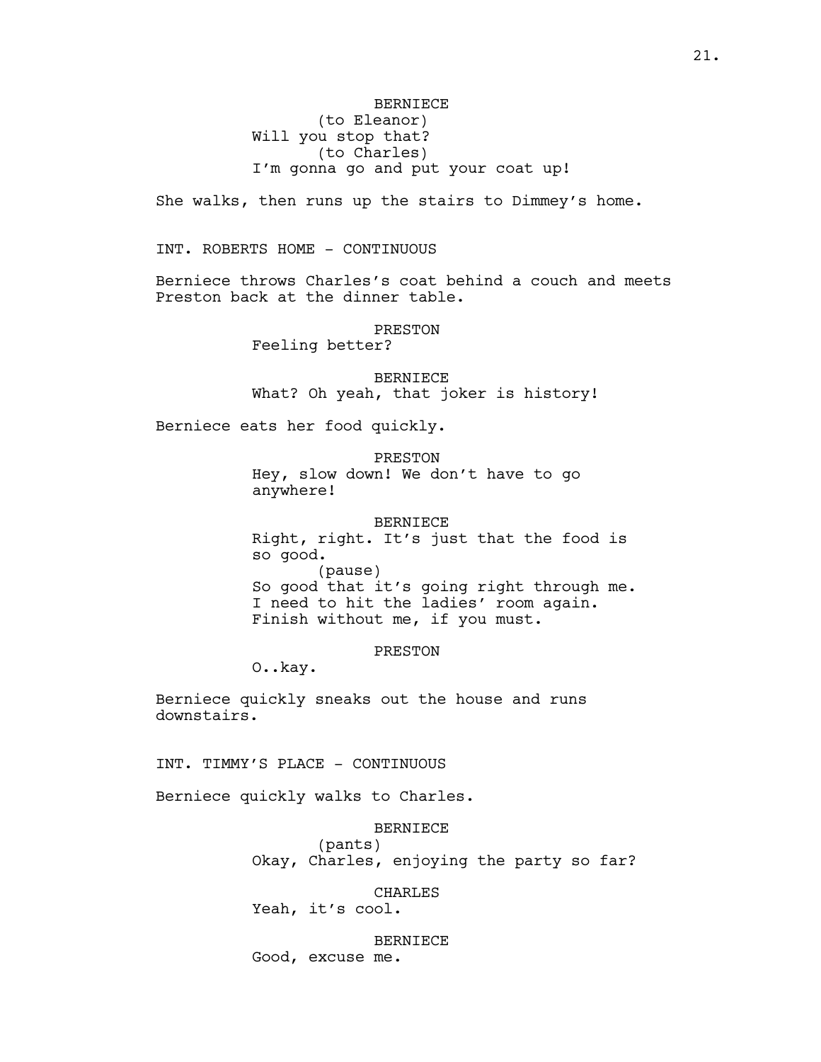BERNIECE
(to Eleanor)
Will you stop that?
(to Charles)
I'm gonna go and put your coat up!

She walks, then runs up the stairs to Dimmey's home.

INT. ROBERTS HOME - CONTINUOUS

Berniece throws Charles's coat behind a couch and meets Preston back at the dinner table.

PRESTON
Feeling better?

BERNIECE
What? Oh yeah, that joker is history!

Berniece eats her food quickly.

PRESTON
Hey, slow down! We don't have to go anywhere!

BERNIECE
Right, right. It's just that the food is so good.
(pause)
So good that it's going right through me. I need to hit the ladies' room again. Finish without me, if you must.

PRESTON
O..kay.

Berniece quickly sneaks out the house and runs downstairs.

INT. TIMMY'S PLACE - CONTINUOUS

Berniece quickly walks to Charles.

BERNIECE
(pants)
Okay, Charles, enjoying the party so far?

CHARLES
Yeah, it's cool.

BERNIECE
Good, excuse me.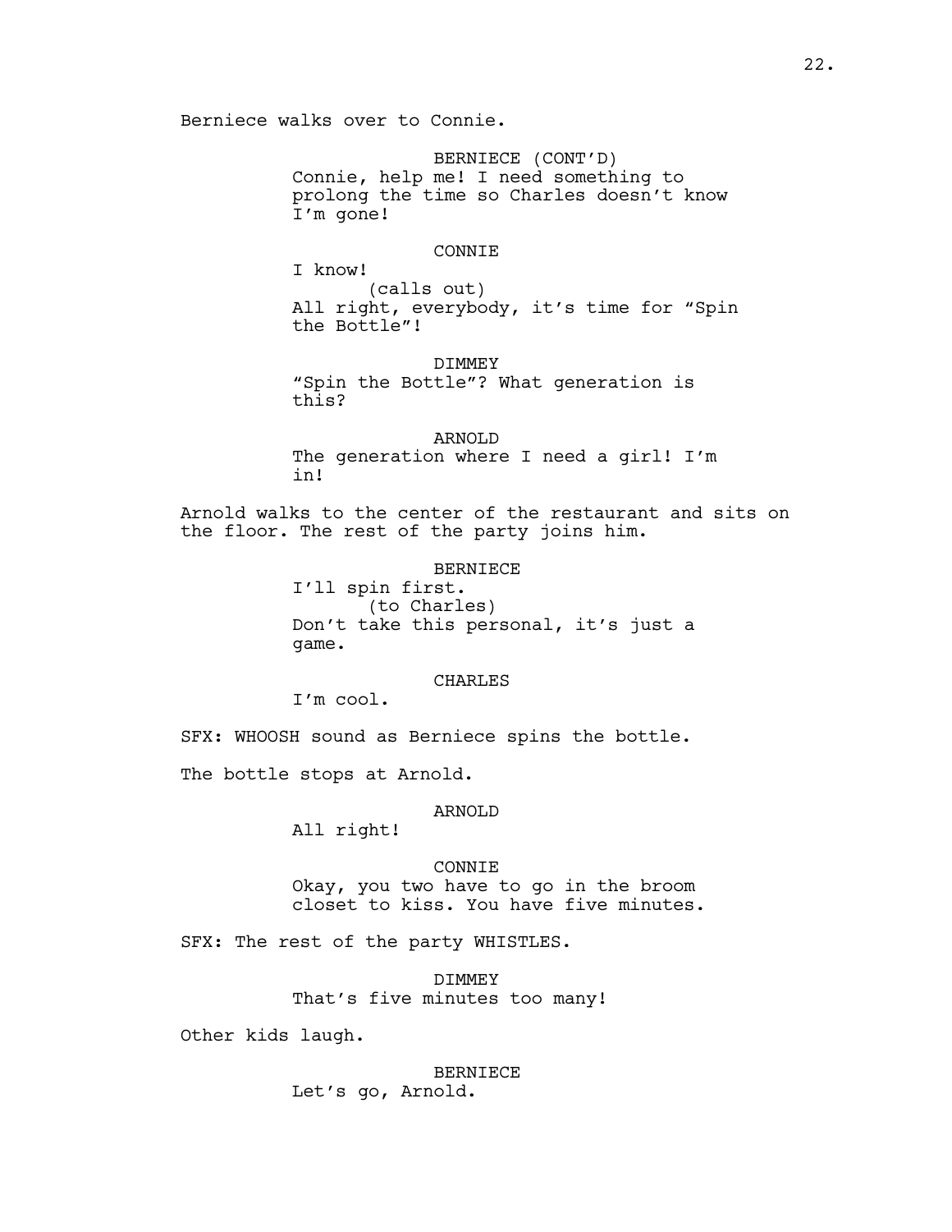Berniece walks over to Connie.

BERNIECE (CONT'D)
Connie, help me! I need something to prolong the time so Charles doesn't know I'm gone!

CONNIE
I know!
(calls out)
All right, everybody, it's time for "Spin the Bottle"!

DIMMEY
"Spin the Bottle"? What generation is this?

ARNOLD
The generation where I need a girl! I'm in!

Arnold walks to the center of the restaurant and sits on the floor. The rest of the party joins him.

BERNIECE
I'll spin first.
(to Charles)
Don't take this personal, it's just a game.

CHARLES
I'm cool.

SFX: WHOOSH sound as Berniece spins the bottle.

The bottle stops at Arnold.

ARNOLD
All right!

CONNIE
Okay, you two have to go in the broom closet to kiss. You have five minutes.

SFX: The rest of the party WHISTLES.

DIMMEY
That's five minutes too many!

Other kids laugh.

BERNIECE
Let's go, Arnold.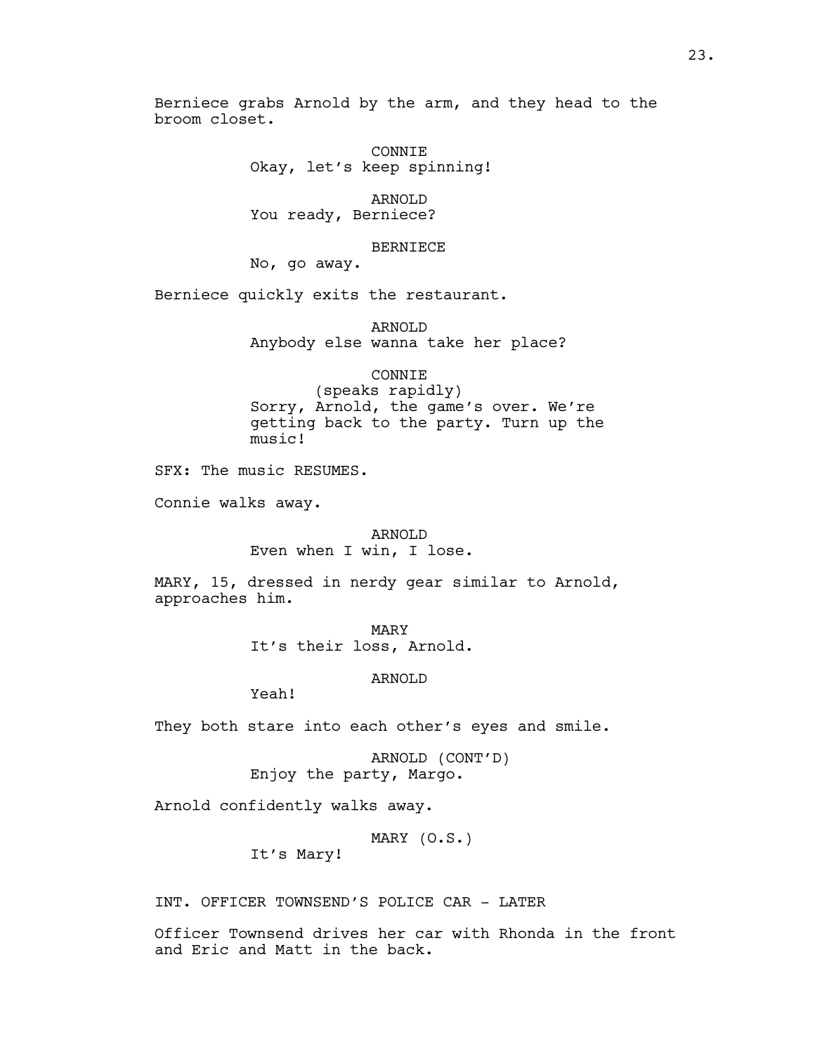Berniece grabs Arnold by the arm, and they head to the broom closet.

CONNIE
Okay, let's keep spinning!

ARNOLD
You ready, Berniece?

BERNIECE
No, go away.

Berniece quickly exits the restaurant.

ARNOLD
Anybody else wanna take her place?

CONNIE
(speaks rapidly)
Sorry, Arnold, the game's over. We're getting back to the party. Turn up the music!

SFX: The music RESUMES.

Connie walks away.

ARNOLD
Even when I win, I lose.

MARY, 15, dressed in nerdy gear similar to Arnold, approaches him.

MARY
It's their loss, Arnold.

ARNOLD
Yeah!

They both stare into each other's eyes and smile.

ARNOLD (CONT'D)
Enjoy the party, Margo.

Arnold confidently walks away.

MARY (O.S.)
It's Mary!

INT. OFFICER TOWNSEND'S POLICE CAR - LATER

Officer Townsend drives her car with Rhonda in the front and Eric and Matt in the back.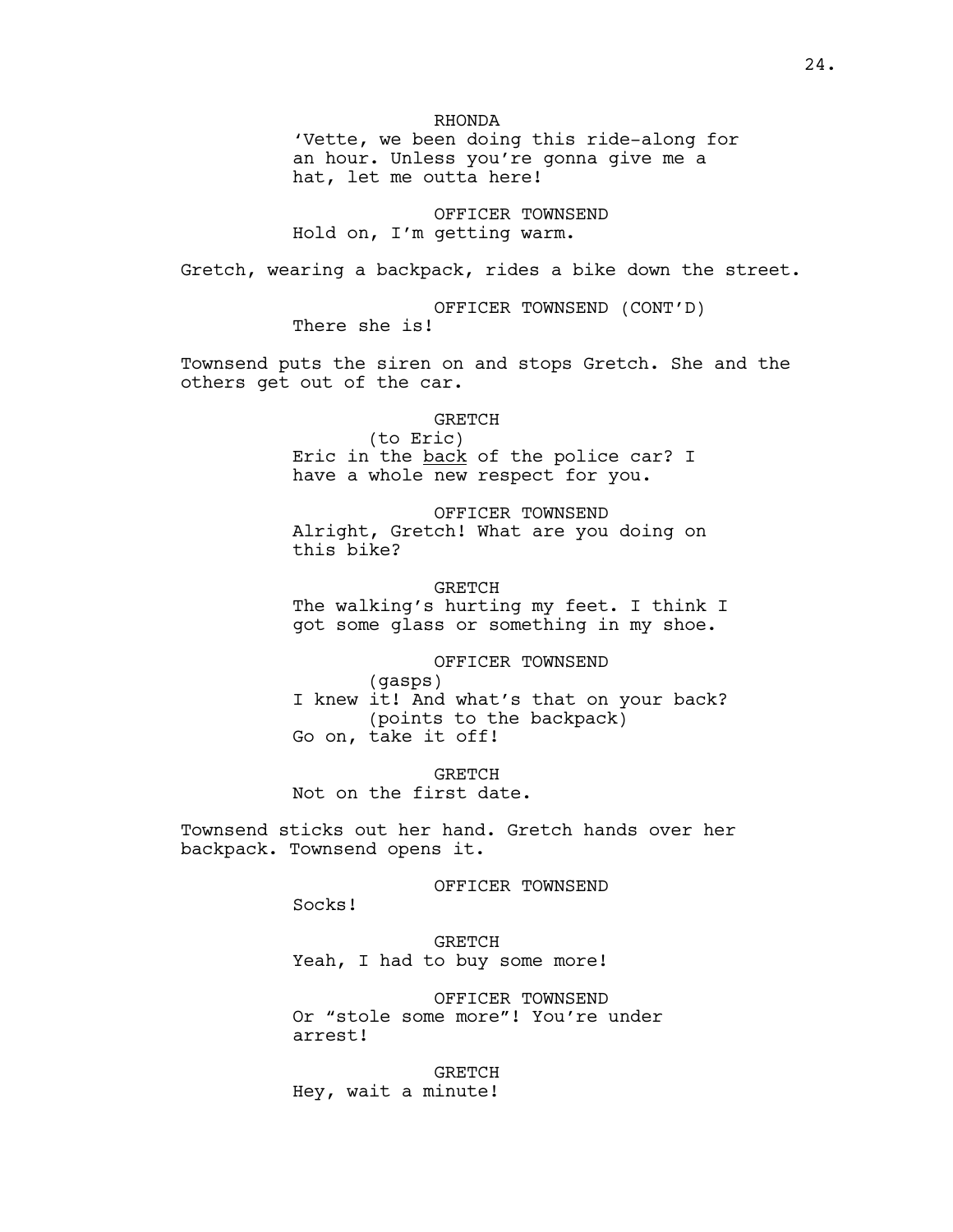RHONDA
'Vette, we been doing this ride-along for an hour. Unless you're gonna give me a hat, let me outta here!

OFFICER TOWNSEND
Hold on, I'm getting warm.

Gretch, wearing a backpack, rides a bike down the street.

OFFICER TOWNSEND (CONT'D)
There she is!

Townsend puts the siren on and stops Gretch. She and the others get out of the car.

GRETCH
(to Eric)
Eric in the <u>back</u> of the police car? I have a whole new respect for you.

OFFICER TOWNSEND
Alright, Gretch! What are you doing on this bike?

GRETCH
The walking's hurting my feet. I think I got some glass or something in my shoe.

OFFICER TOWNSEND
(gasps)
I knew it! And what's that on your back?
(points to the backpack)
Go on, take it off!

GRETCH
Not on the first date.

Townsend sticks out her hand. Gretch hands over her backpack. Townsend opens it.

OFFICER TOWNSEND
Socks!

GRETCH
Yeah, I had to buy some more!

OFFICER TOWNSEND
Or "stole some more"! You're under arrest!

GRETCH
Hey, wait a minute!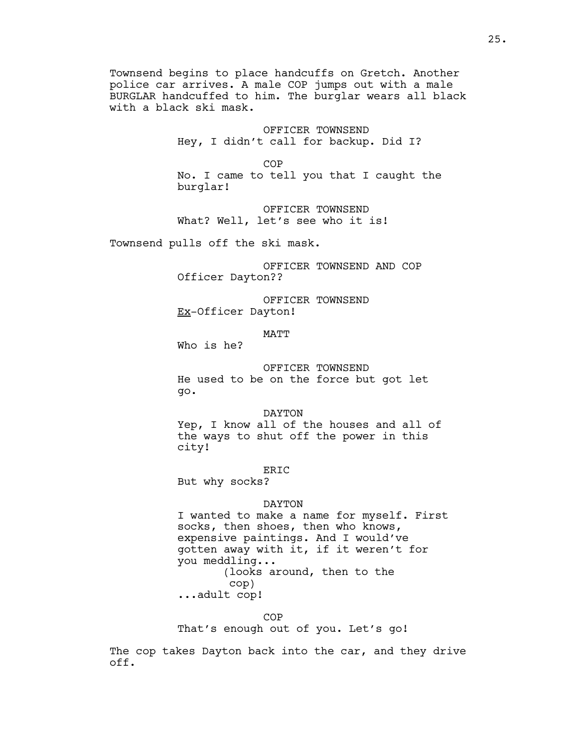Townsend begins to place handcuffs on Gretch. Another police car arrives. A male COP jumps out with a male BURGLAR handcuffed to him. The burglar wears all black with a black ski mask.

OFFICER TOWNSEND
Hey, I didn't call for backup. Did I?

COP
No. I came to tell you that I caught the burglar!

OFFICER TOWNSEND
What? Well, let's see who it is!

Townsend pulls off the ski mask.

OFFICER TOWNSEND AND COP
Officer Dayton??

OFFICER TOWNSEND
<u>Ex</u>-Officer Dayton!

MATT
Who is he?

OFFICER TOWNSEND
He used to be on the force but got let go.

DAYTON
Yep, I know all of the houses and all of the ways to shut off the power in this city!

ERIC
But why socks?

DAYTON
I wanted to make a name for myself. First socks, then shoes, then who knows, expensive paintings. And I would've gotten away with it, if it weren't for you meddling...
(looks around, then to the cop)
...adult cop!

COP
That's enough out of you. Let's go!

The cop takes Dayton back into the car, and they drive off.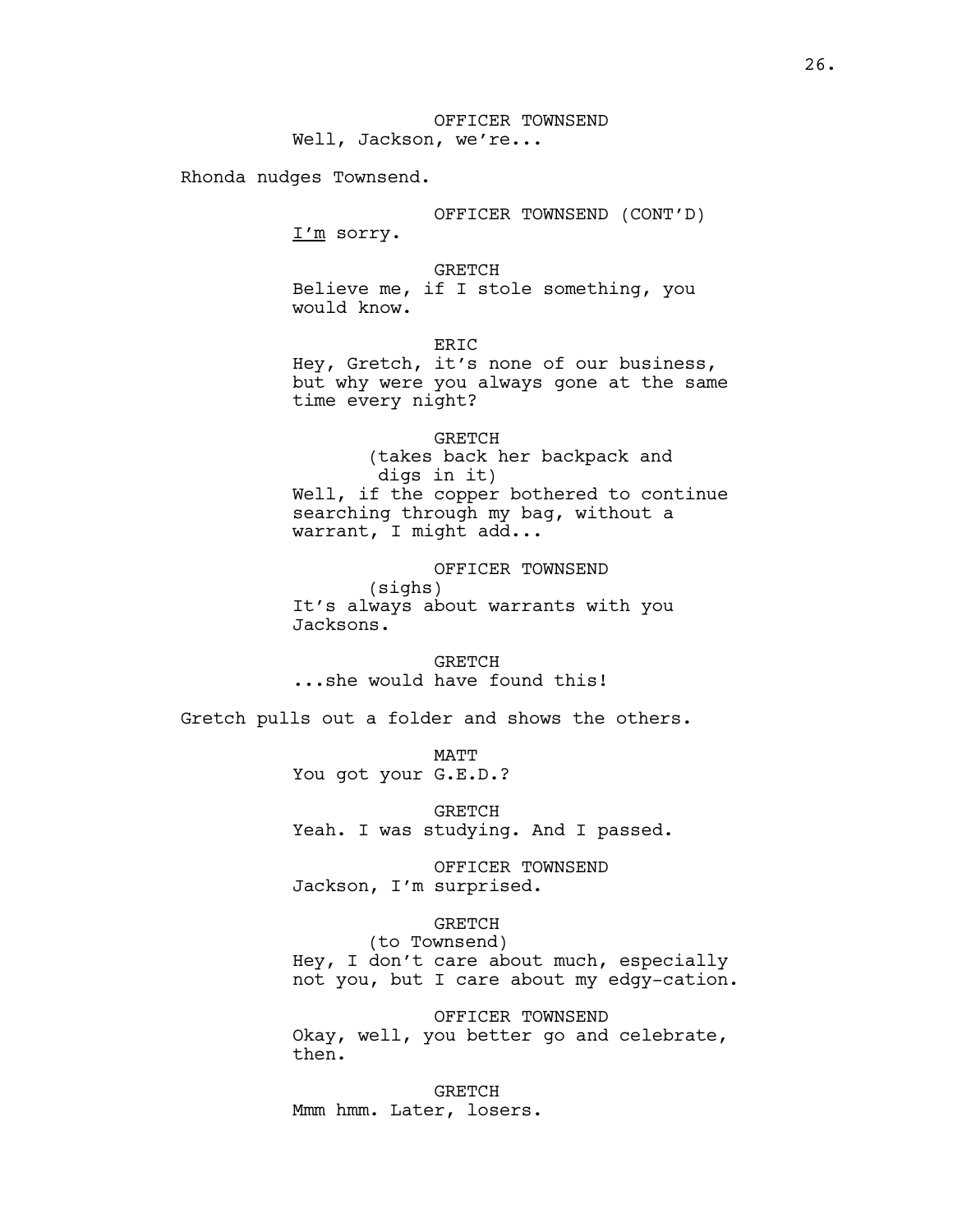OFFICER TOWNSEND
Well, Jackson, we're...

Rhonda nudges Townsend.

OFFICER TOWNSEND (CONT'D)
_I'm_ sorry.

GRETCH
Believe me, if I stole something, you would know.

ERIC
Hey, Gretch, it's none of our business, but why were you always gone at the same time every night?

GRETCH
(takes back her backpack and digs in it)
Well, if the copper bothered to continue searching through my bag, without a warrant, I might add...

OFFICER TOWNSEND
(sighs)
It's always about warrants with you Jacksons.

GRETCH
...she would have found this!

Gretch pulls out a folder and shows the others.

MATT
You got your G.E.D.?

GRETCH
Yeah. I was studying. And I passed.

OFFICER TOWNSEND
Jackson, I'm surprised.

GRETCH
(to Townsend)
Hey, I don't care about much, especially not you, but I care about my edgy-cation.

OFFICER TOWNSEND
Okay, well, you better go and celebrate, then.

GRETCH
Mmm hmm. Later, losers.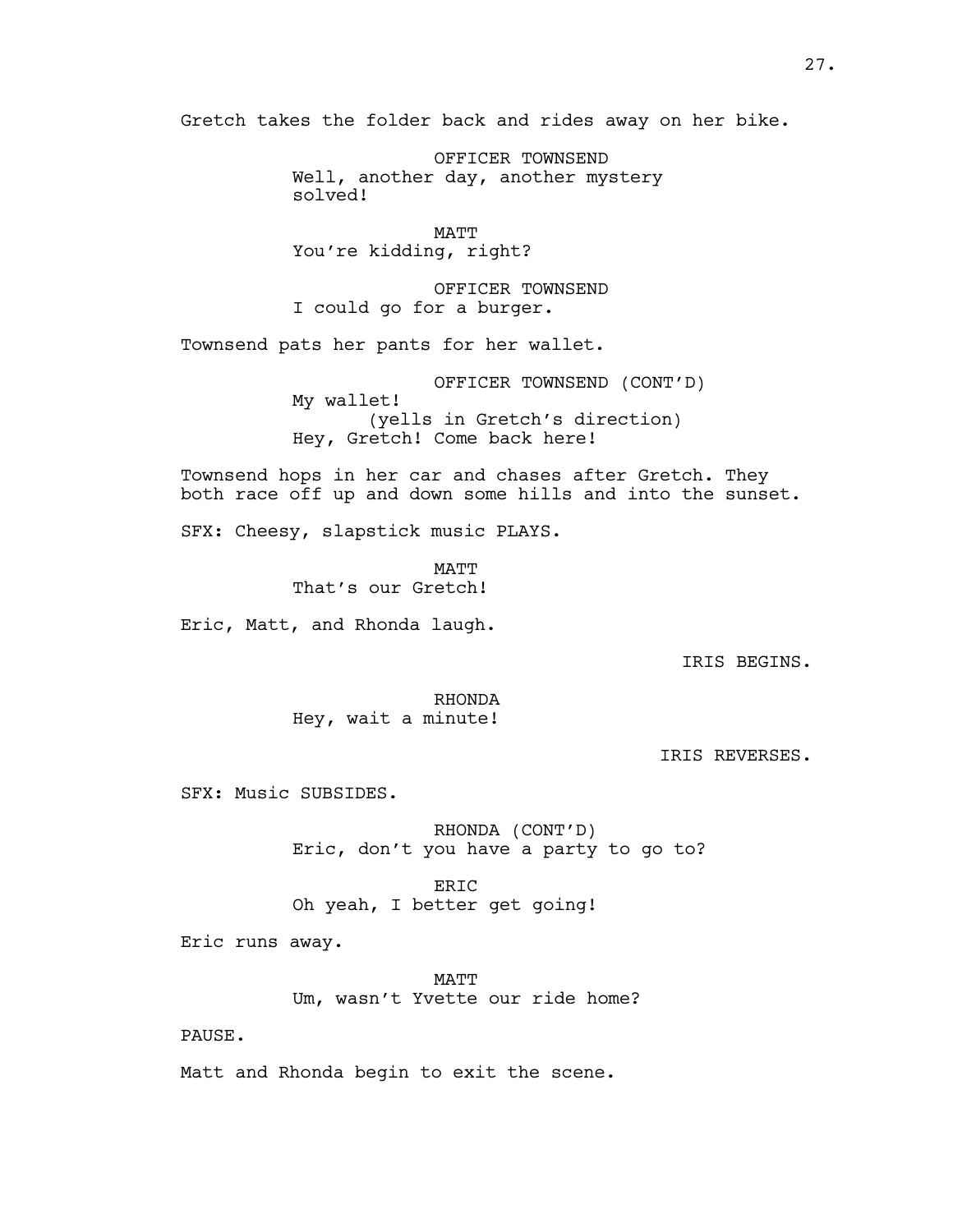Gretch takes the folder back and rides away on her bike.

OFFICER TOWNSEND
Well, another day, another mystery solved!

MATT
You're kidding, right?

OFFICER TOWNSEND
I could go for a burger.

Townsend pats her pants for her wallet.

OFFICER TOWNSEND (CONT'D)
My wallet!
(yells in Gretch's direction)
Hey, Gretch! Come back here!

Townsend hops in her car and chases after Gretch. They both race off up and down some hills and into the sunset.

SFX: Cheesy, slapstick music PLAYS.

MATT
That's our Gretch!

Eric, Matt, and Rhonda laugh.

IRIS BEGINS.

RHONDA
Hey, wait a minute!

IRIS REVERSES.

SFX: Music SUBSIDES.

RHONDA (CONT'D)
Eric, don't you have a party to go to?

ERIC
Oh yeah, I better get going!

Eric runs away.

MATT
Um, wasn't Yvette our ride home?

PAUSE.

Matt and Rhonda begin to exit the scene.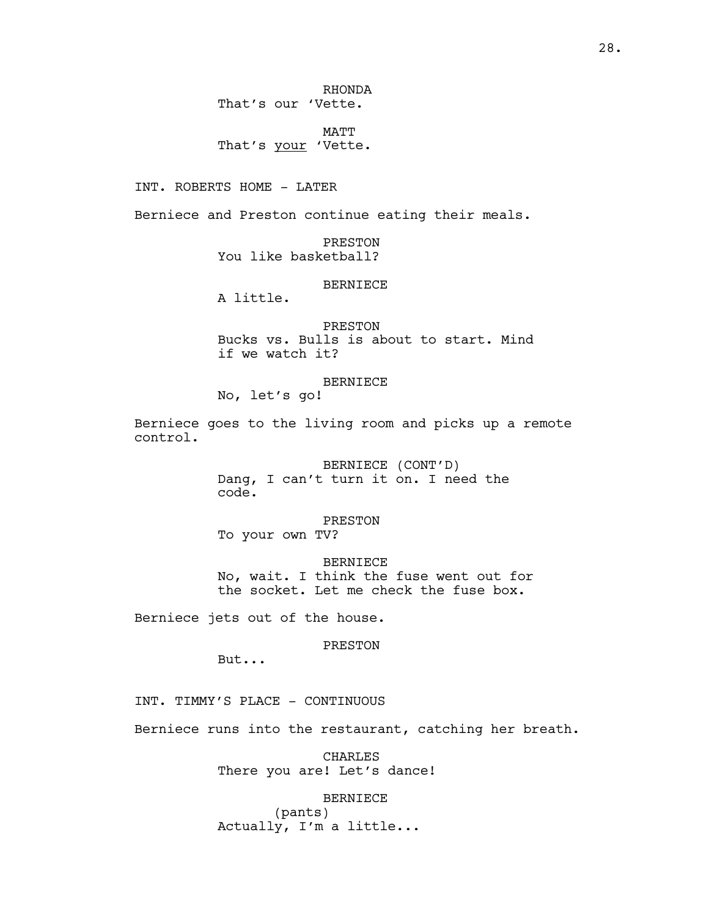RHONDA
That's our 'Vette.

MATT
That's _your_ 'Vette.

INT. ROBERTS HOME - LATER

Berniece and Preston continue eating their meals.

PRESTON
You like basketball?

BERNIECE
A little.

PRESTON
Bucks vs. Bulls is about to start. Mind if we watch it?

BERNIECE
No, let's go!

Berniece goes to the living room and picks up a remote control.

BERNIECE (CONT'D)
Dang, I can't turn it on. I need the code.

PRESTON
To your own TV?

BERNIECE
No, wait. I think the fuse went out for the socket. Let me check the fuse box.

Berniece jets out of the house.

PRESTON
But...

INT. TIMMY'S PLACE - CONTINUOUS

Berniece runs into the restaurant, catching her breath.

CHARLES
There you are! Let's dance!

BERNIECE
(pants)
Actually, I'm a little...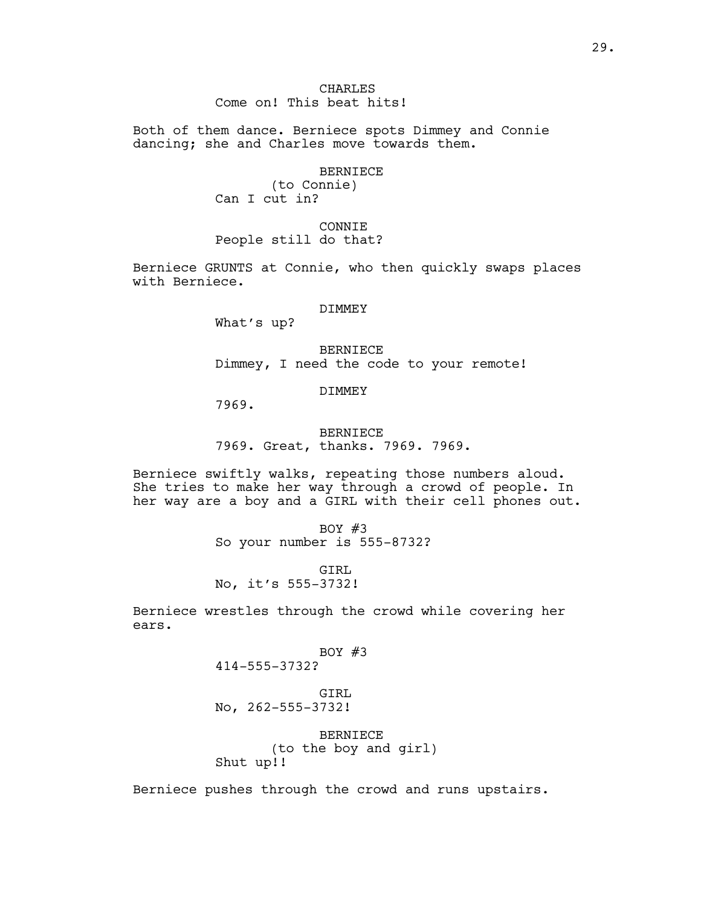CHARLES
Come on! This beat hits!

Both of them dance. Berniece spots Dimmey and Connie dancing; she and Charles move towards them.

BERNIECE
(to Connie)
Can I cut in?

CONNIE
People still do that?

Berniece GRUNTS at Connie, who then quickly swaps places with Berniece.

DIMMEY
What's up?

BERNIECE
Dimmey, I need the code to your remote!

DIMMEY
7969.

BERNIECE
7969. Great, thanks. 7969. 7969.

Berniece swiftly walks, repeating those numbers aloud. She tries to make her way through a crowd of people. In her way are a boy and a GIRL with their cell phones out.

BOY #3
So your number is 555-8732?

GIRL
No, it's 555-3732!

Berniece wrestles through the crowd while covering her ears.

BOY #3
414-555-3732?

GIRL
No, 262-555-3732!

BERNIECE
(to the boy and girl)
Shut up!!

Berniece pushes through the crowd and runs upstairs.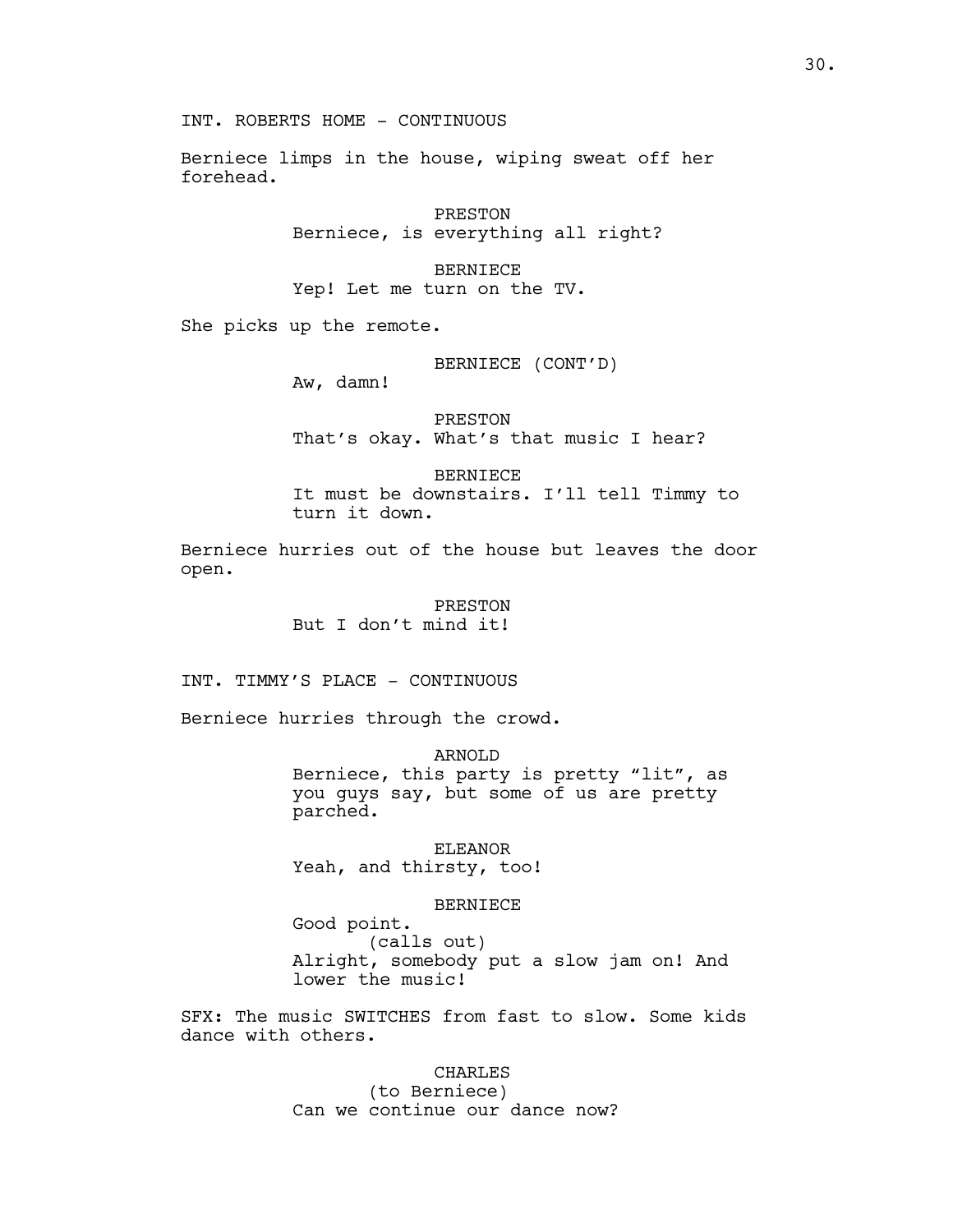INT. ROBERTS HOME - CONTINUOUS

Berniece limps in the house, wiping sweat off her forehead.

PRESTON
Berniece, is everything all right?

BERNIECE
Yep! Let me turn on the TV.

She picks up the remote.

BERNIECE (CONT'D)
Aw, damn!

PRESTON
That's okay. What's that music I hear?

BERNIECE
It must be downstairs. I'll tell Timmy to turn it down.

Berniece hurries out of the house but leaves the door open.

PRESTON
But I don't mind it!

INT. TIMMY'S PLACE - CONTINUOUS

Berniece hurries through the crowd.

ARNOLD
Berniece, this party is pretty "lit", as you guys say, but some of us are pretty parched.

ELEANOR
Yeah, and thirsty, too!

BERNIECE
Good point.
(calls out)
Alright, somebody put a slow jam on! And lower the music!

SFX: The music SWITCHES from fast to slow. Some kids dance with others.

CHARLES
(to Berniece)
Can we continue our dance now?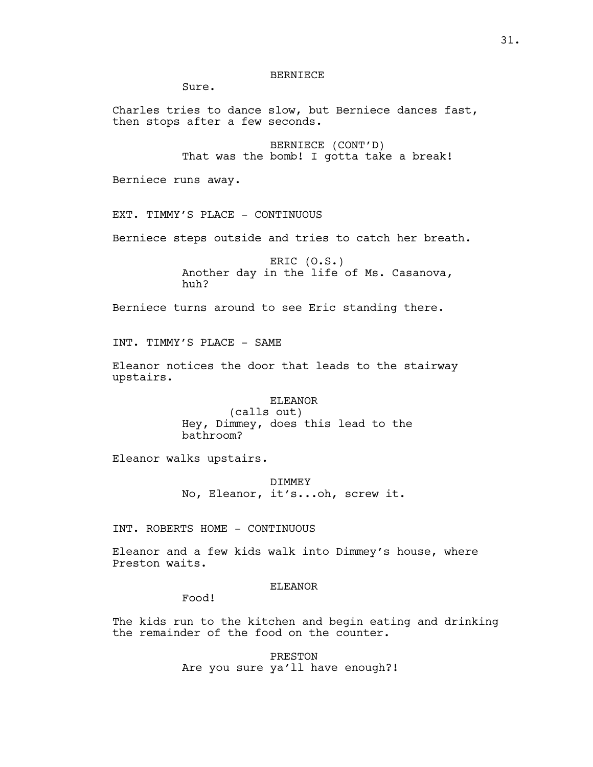BERNIECE

Sure.

Charles tries to dance slow, but Berniece dances fast, then stops after a few seconds.

BERNIECE (CONT'D)

That was the bomb! I gotta take a break!

Berniece runs away.

EXT. TIMMY'S PLACE - CONTINUOUS

Berniece steps outside and tries to catch her breath.

ERIC (O.S.)

Another day in the life of Ms. Casanova, huh?

Berniece turns around to see Eric standing there.

INT. TIMMY'S PLACE - SAME

Eleanor notices the door that leads to the stairway upstairs.

ELEANOR

(calls out)

Hey, Dimmey, does this lead to the bathroom?

Eleanor walks upstairs.

DIMMEY

No, Eleanor, it's...oh, screw it.

INT. ROBERTS HOME - CONTINUOUS

Eleanor and a few kids walk into Dimmey's house, where Preston waits.

ELEANOR

Food!

The kids run to the kitchen and begin eating and drinking the remainder of the food on the counter.

PRESTON

Are you sure ya'll have enough?!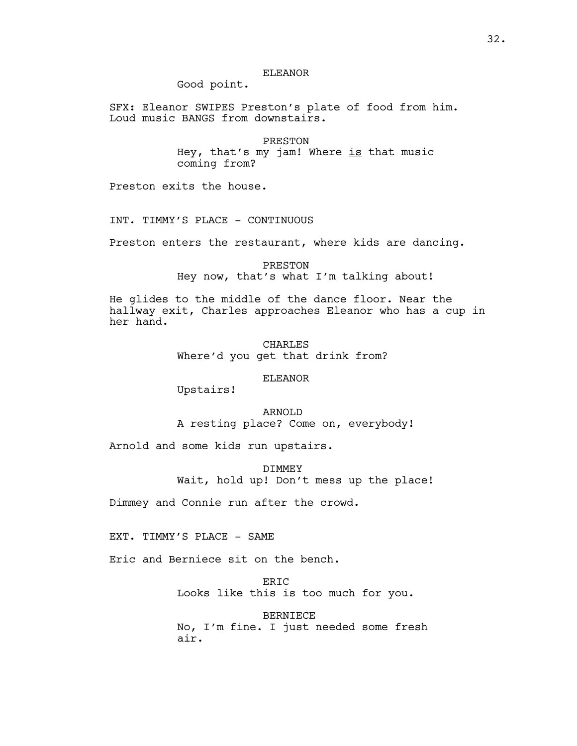ELEANOR

Good point.

SFX: Eleanor SWIPES Preston's plate of food from him. Loud music BANGS from downstairs.

PRESTON

Hey, that's my jam! Where _is_ that music coming from?

Preston exits the house.

INT. TIMMY'S PLACE - CONTINUOUS

Preston enters the restaurant, where kids are dancing.

PRESTON

Hey now, that's what I'm talking about!

He glides to the middle of the dance floor. Near the hallway exit, Charles approaches Eleanor who has a cup in her hand.

CHARLES

Where'd you get that drink from?

ELEANOR

Upstairs!

ARNOLD

A resting place? Come on, everybody!

Arnold and some kids run upstairs.

DIMMEY

Wait, hold up! Don't mess up the place!

Dimmey and Connie run after the crowd.

EXT. TIMMY'S PLACE - SAME

Eric and Berniece sit on the bench.

ERIC

Looks like this is too much for you.

BERNIECE

No, I'm fine. I just needed some fresh air.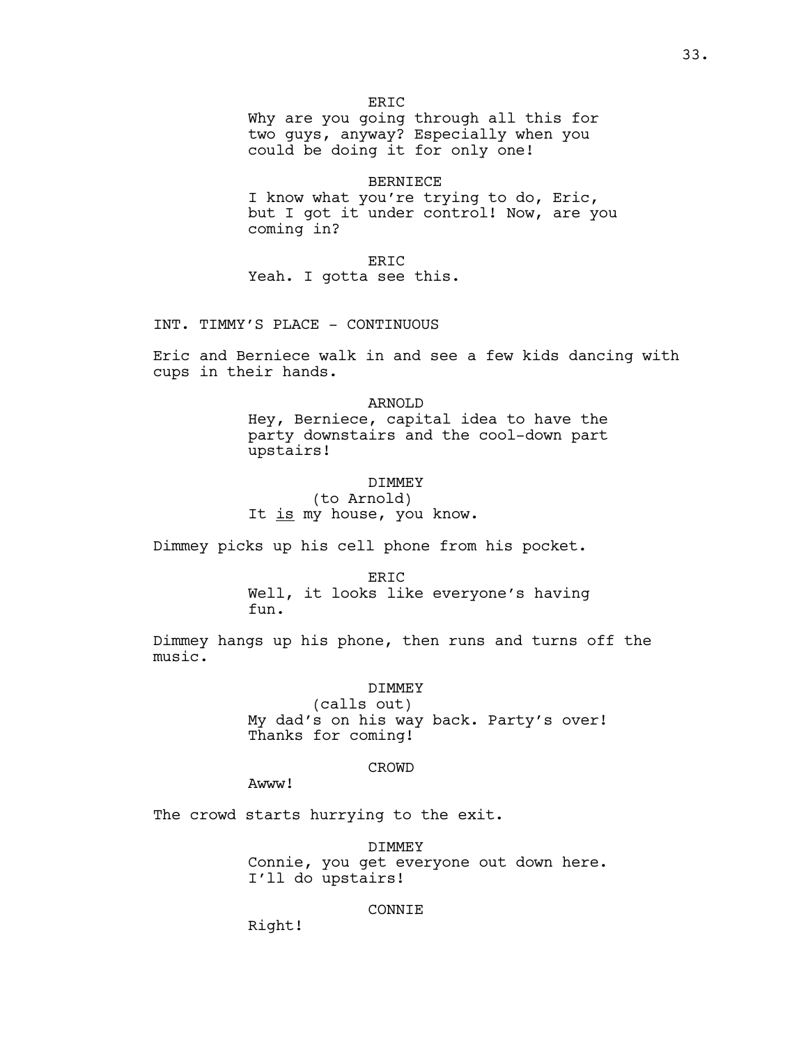ERIC
Why are you going through all this for two guys, anyway? Especially when you could be doing it for only one!

BERNIECE
I know what you're trying to do, Eric, but I got it under control! Now, are you coming in?

ERIC
Yeah. I gotta see this.

INT. TIMMY'S PLACE - CONTINUOUS

Eric and Berniece walk in and see a few kids dancing with cups in their hands.

ARNOLD
Hey, Berniece, capital idea to have the party downstairs and the cool-down part upstairs!

DIMMEY
(to Arnold)
It _is_ my house, you know.

Dimmey picks up his cell phone from his pocket.

ERIC
Well, it looks like everyone's having fun.

Dimmey hangs up his phone, then runs and turns off the music.

DIMMEY
(calls out)
My dad's on his way back. Party's over! Thanks for coming!

CROWD
Awww!

The crowd starts hurrying to the exit.

DIMMEY
Connie, you get everyone out down here. I'll do upstairs!

CONNIE
Right!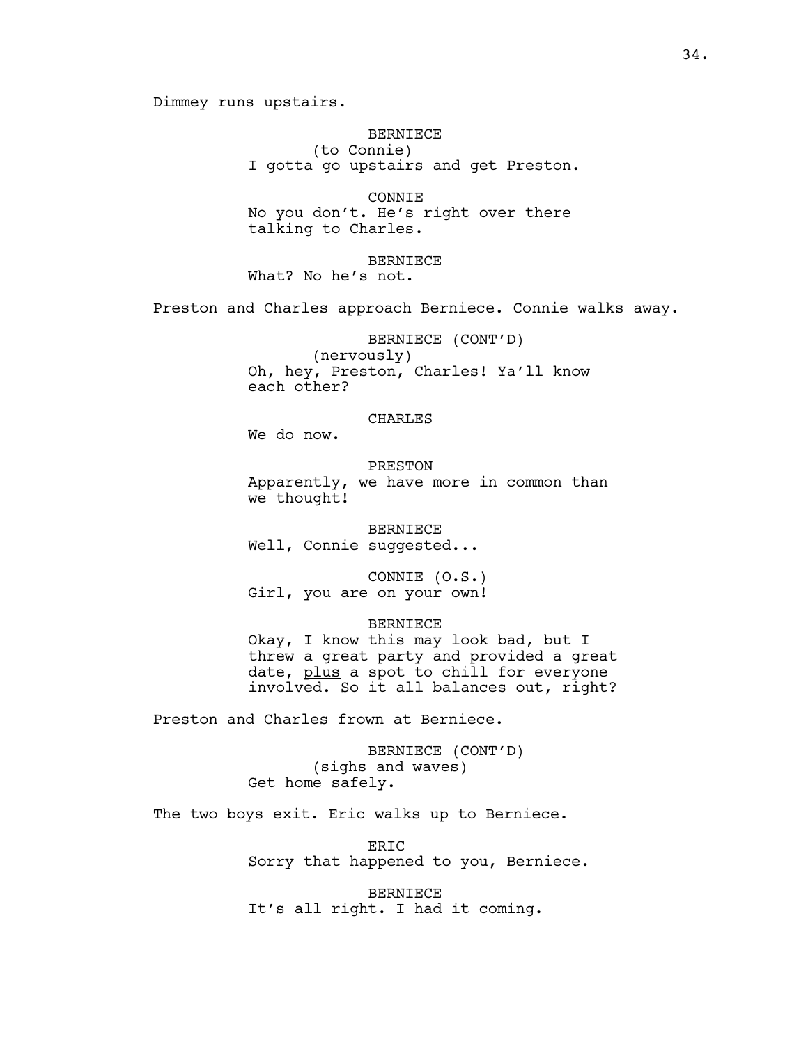Dimmey runs upstairs.

BERNIECE
(to Connie)
I gotta go upstairs and get Preston.

CONNIE
No you don't. He's right over there talking to Charles.

BERNIECE
What? No he's not.

Preston and Charles approach Berniece. Connie walks away.

BERNIECE (CONT'D)
(nervously)
Oh, hey, Preston, Charles! Ya'll know each other?

CHARLES
We do now.

PRESTON
Apparently, we have more in common than we thought!

BERNIECE
Well, Connie suggested...

CONNIE (O.S.)
Girl, you are on your own!

BERNIECE
Okay, I know this may look bad, but I threw a great party and provided a great date, <u>plus</u> a spot to chill for everyone involved. So it all balances out, right?

Preston and Charles frown at Berniece.

BERNIECE (CONT'D)
(sighs and waves)
Get home safely.

The two boys exit. Eric walks up to Berniece.

ERIC
Sorry that happened to you, Berniece.

BERNIECE
It's all right. I had it coming.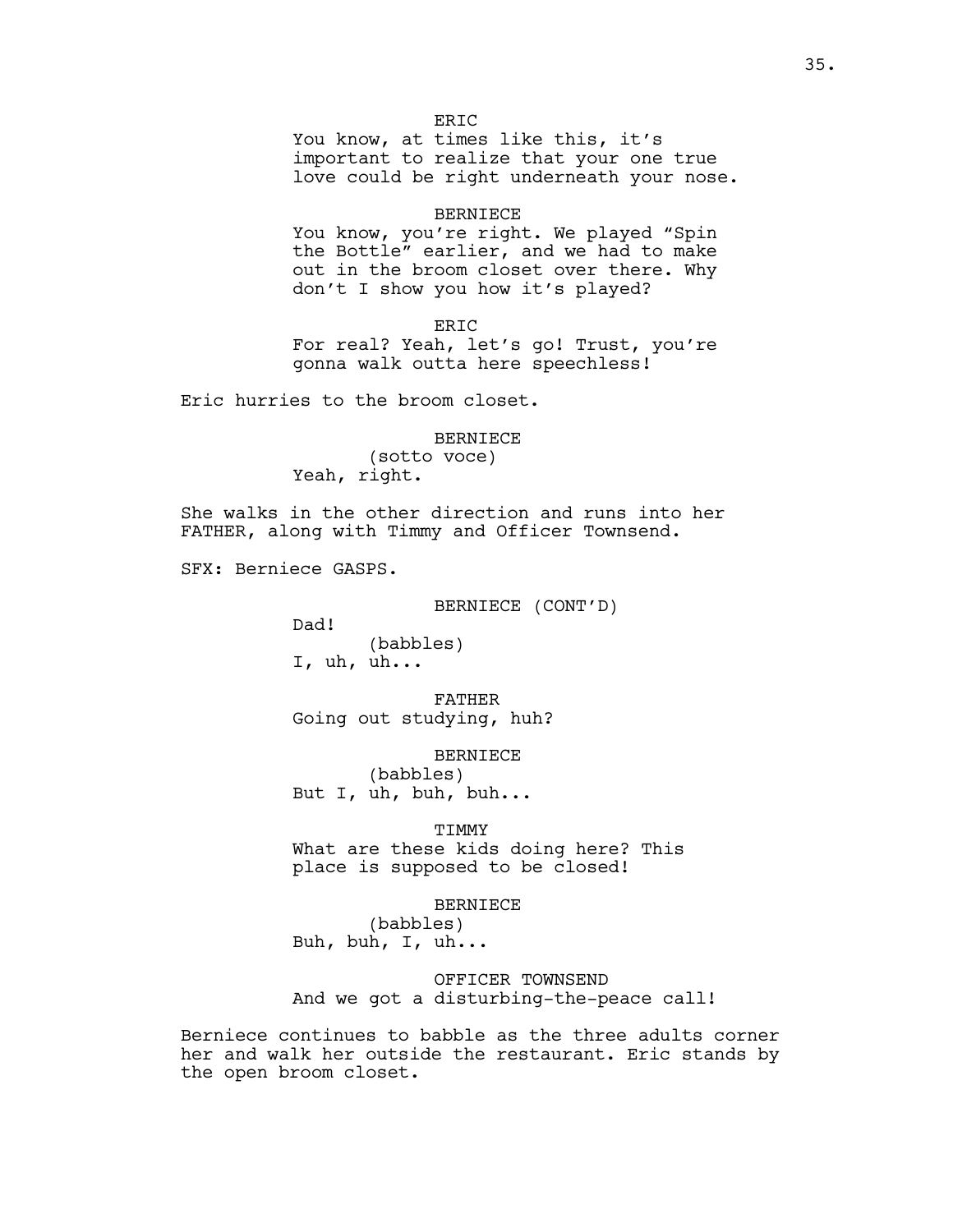ERIC
You know, at times like this, it's important to realize that your one true love could be right underneath your nose.

BERNIECE
You know, you're right. We played "Spin the Bottle" earlier, and we had to make out in the broom closet over there. Why don't I show you how it's played?

ERIC
For real? Yeah, let's go! Trust, you're gonna walk outta here speechless!

Eric hurries to the broom closet.

BERNIECE
(sotto voce)
Yeah, right.

She walks in the other direction and runs into her FATHER, along with Timmy and Officer Townsend.

SFX: Berniece GASPS.

BERNIECE (CONT'D)
Dad!
(babbles)
I, uh, uh...

FATHER
Going out studying, huh?

BERNIECE
(babbles)
But I, uh, buh, buh...

TIMMY
What are these kids doing here? This place is supposed to be closed!

BERNIECE
(babbles)
Buh, buh, I, uh...

OFFICER TOWNSEND
And we got a disturbing-the-peace call!

Berniece continues to babble as the three adults corner her and walk her outside the restaurant. Eric stands by the open broom closet.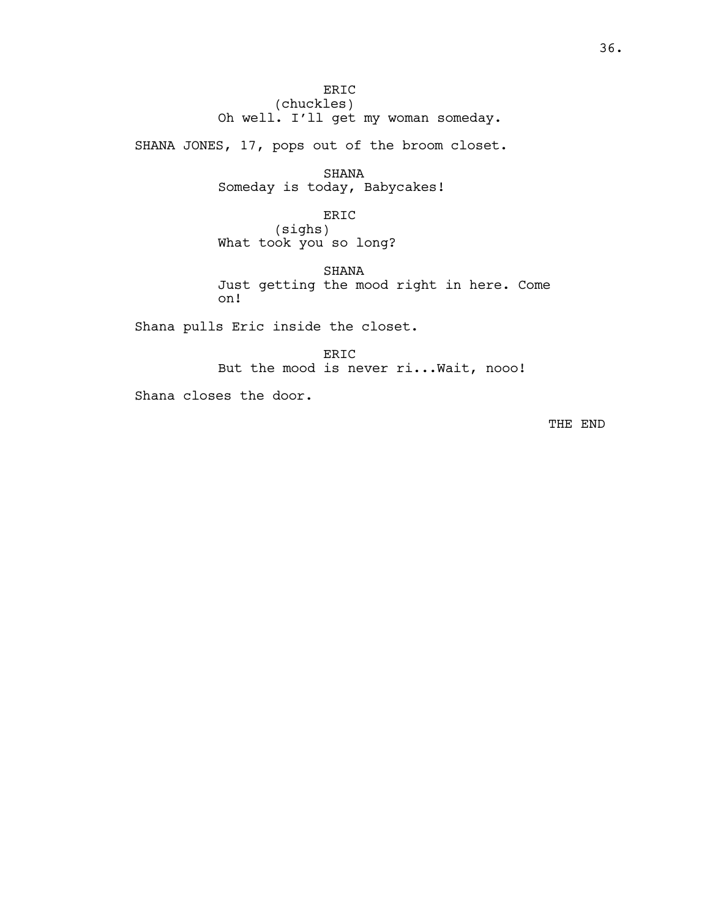ERIC
(chuckles)
Oh well. I'll get my woman someday.

SHANA JONES, 17, pops out of the broom closet.

SHANA
Someday is today, Babycakes!

ERIC
(sighs)
What took you so long?

SHANA
Just getting the mood right in here. Come on!

Shana pulls Eric inside the closet.

ERIC
But the mood is never ri...Wait, nooo!

Shana closes the door.

THE END